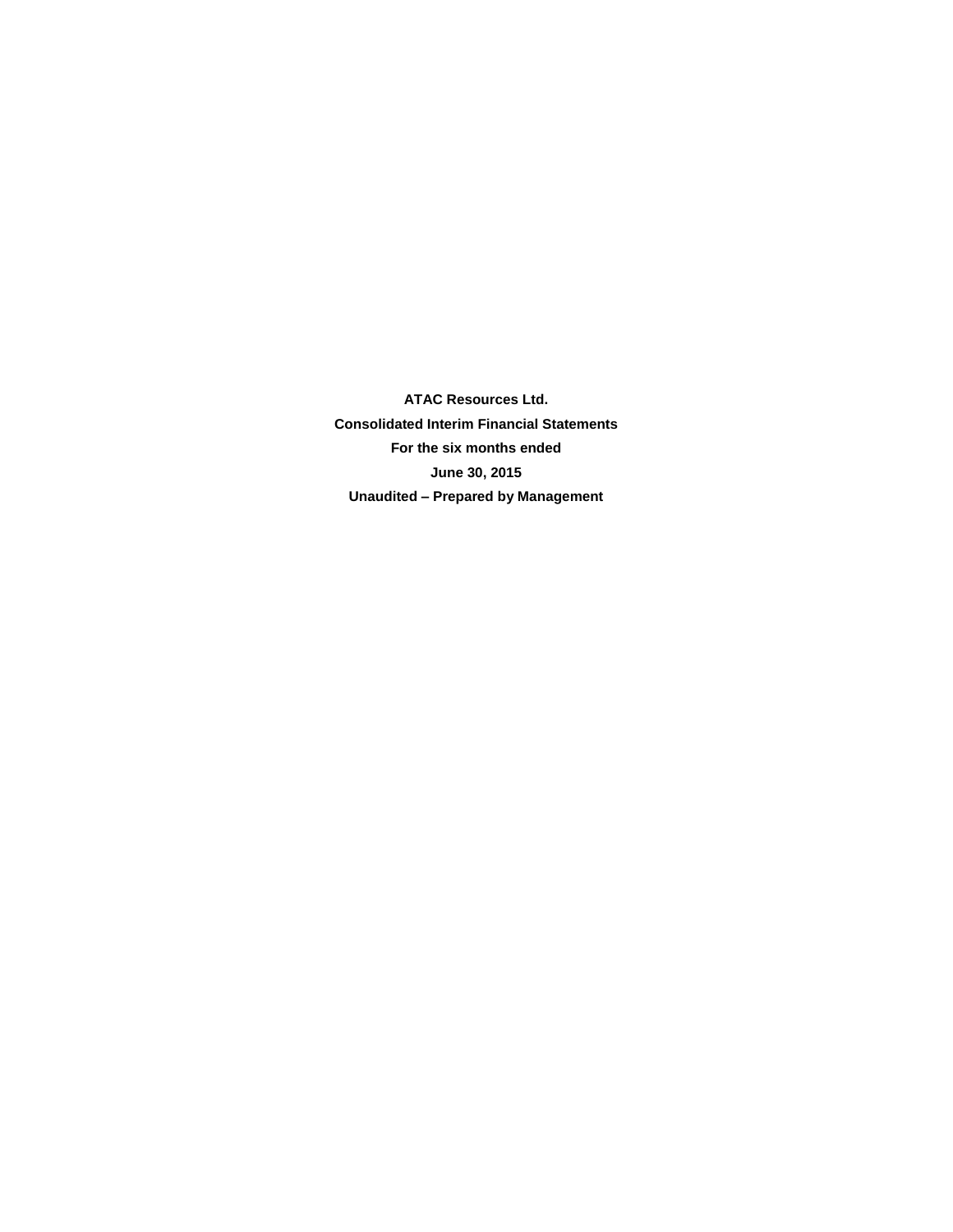**ATAC Resources Ltd.**

**Consolidated Interim Financial Statements**

**For the six months ended**

**June 30, 2015**

**Unaudited – Prepared by Management**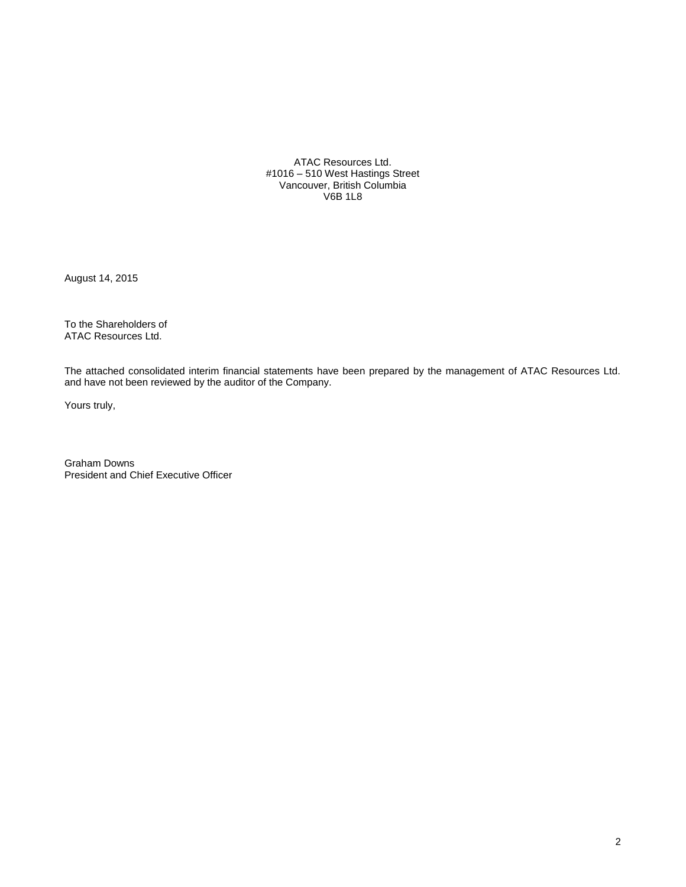ATAC Resources Ltd.
#1016 – 510 West Hastings Street
Vancouver, British Columbia
V6B 1L8

August 14, 2015

To the Shareholders of
ATAC Resources Ltd.

The attached consolidated interim financial statements have been prepared by the management of ATAC Resources Ltd. and have not been reviewed by the auditor of the Company.

Yours truly,

Graham Downs
President and Chief Executive Officer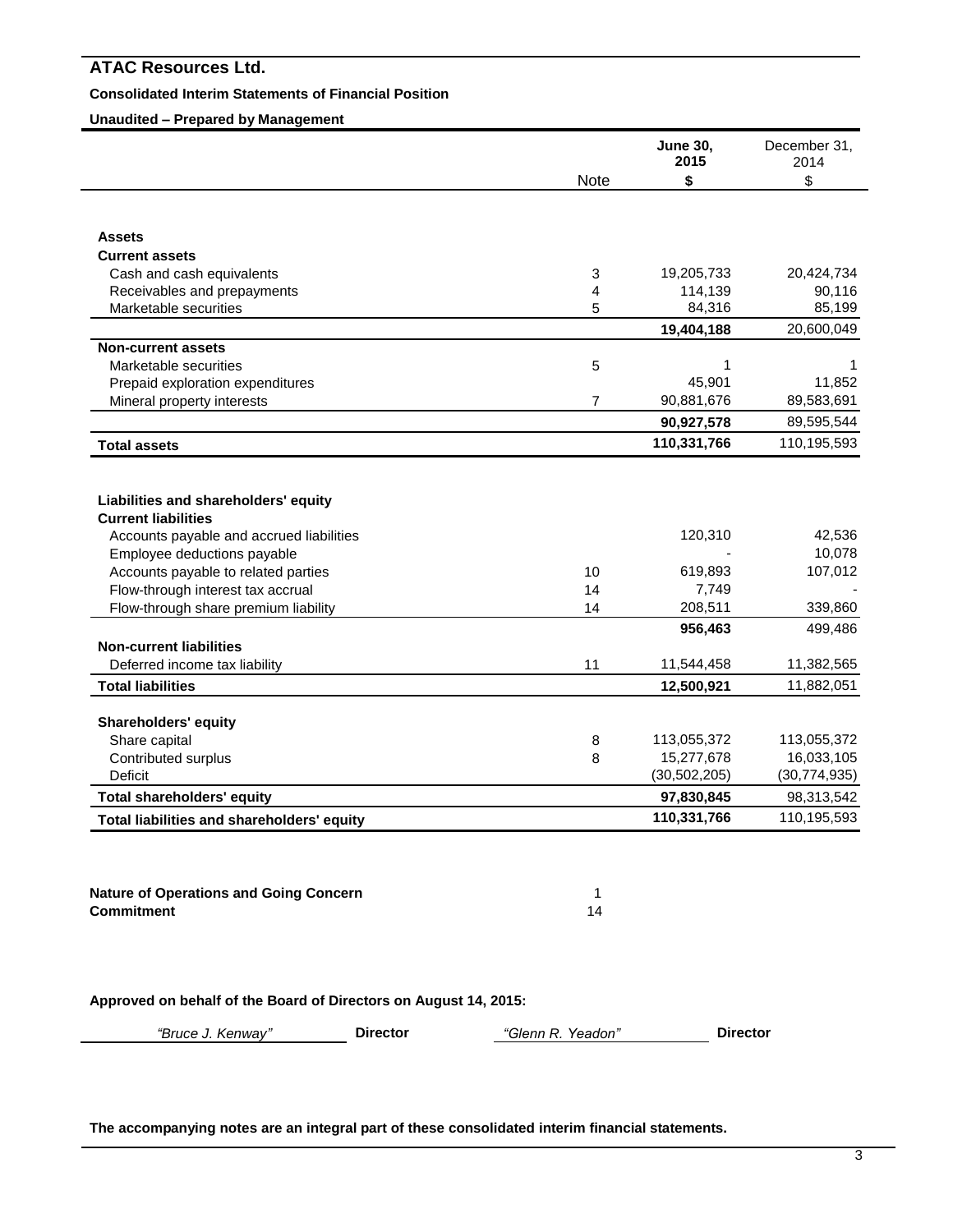# ATAC Resources Ltd.

**Consolidated Interim Statements of Financial Position**

**Unaudited – Prepared by Management**

| | Note | **June 30, 2015 $** | December 31, 2014 $ |
|---|---|---|---|
| **Assets** | | | |
| **Current assets** | | | |
| Cash and cash equivalents | 3 | 19,205,733 | 20,424,734 |
| Receivables and prepayments | 4 | 114,139 | 90,116 |
| Marketable securities | 5 | 84,316 | 85,199 |
| | | **19,404,188** | 20,600,049 |
| **Non-current assets** | | | |
| Marketable securities | 5 | 1 | 1 |
| Prepaid exploration expenditures | | 45,901 | 11,852 |
| Mineral property interests | 7 | 90,881,676 | 89,583,691 |
| | | **90,927,578** | 89,595,544 |
| **Total assets** | | **110,331,766** | 110,195,593 |
| **Liabilities and shareholders' equity** | | | |
| **Current liabilities** | | | |
| Accounts payable and accrued liabilities | | 120,310 | 42,536 |
| Employee deductions payable | | - | 10,078 |
| Accounts payable to related parties | 10 | 619,893 | 107,012 |
| Flow-through interest tax accrual | 14 | 7,749 | - |
| Flow-through share premium liability | 14 | 208,511 | 339,860 |
| | | **956,463** | 499,486 |
| **Non-current liabilities** | | | |
| Deferred income tax liability | 11 | 11,544,458 | 11,382,565 |
| **Total liabilities** | | **12,500,921** | 11,882,051 |
| **Shareholders' equity** | | | |
| Share capital | 8 | 113,055,372 | 113,055,372 |
| Contributed surplus | 8 | 15,277,678 | 16,033,105 |
| Deficit | | (30,502,205) | (30,774,935) |
| **Total shareholders' equity** | | **97,830,845** | 98,313,542 |
| **Total liabilities and shareholders' equity** | | **110,331,766** | 110,195,593 |

| | |
|---|---|
| **Nature of Operations and Going Concern** | 1 |
| **Commitment** | 14 |

**Approved on behalf of the Board of Directors on August 14, 2015:**

*"Bruce J. Kenway"* **Director** *"Glenn R. Yeadon"* **Director**

**The accompanying notes are an integral part of these consolidated interim financial statements.**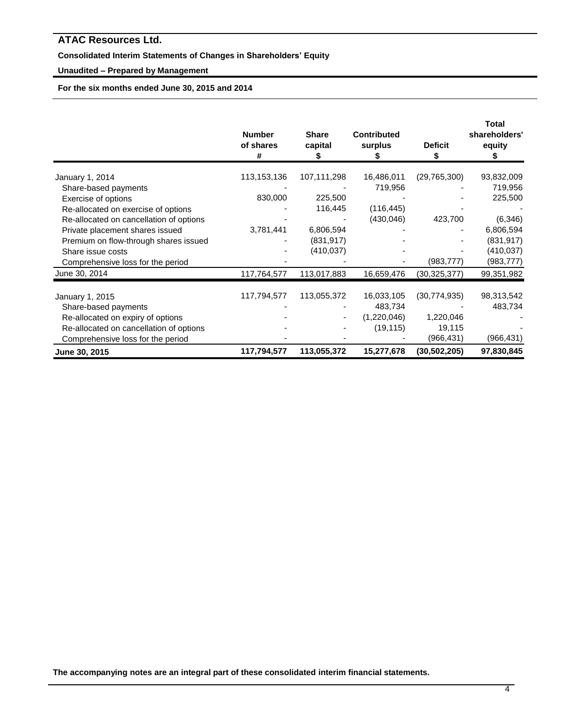# ATAC Resources Ltd.

**Consolidated Interim Statements of Changes in Shareholders' Equity**

**Unaudited – Prepared by Management**

**For the six months ended June 30, 2015 and 2014**

| | Number of shares # | Share capital $ | Contributed surplus $ | Deficit $ | Total shareholders' equity $ |
|---|---|---|---|---|---|
| January 1, 2014 | 113,153,136 | 107,111,298 | 16,486,011 | (29,765,300) | 93,832,009 |
| Share-based payments | - | - | 719,956 | - | 719,956 |
| Exercise of options | 830,000 | 225,500 | - | - | 225,500 |
| Re-allocated on exercise of options | - | 116,445 | (116,445) | - | - |
| Re-allocated on cancellation of options | - | - | (430,046) | 423,700 | (6,346) |
| Private placement shares issued | 3,781,441 | 6,806,594 | - | - | 6,806,594 |
| Premium on flow-through shares issued | - | (831,917) | - | - | (831,917) |
| Share issue costs | - | (410,037) | - | - | (410,037) |
| Comprehensive loss for the period | - | - | - | (983,777) | (983,777) |
| June 30, 2014 | 117,764,577 | 113,017,883 | 16,659,476 | (30,325,377) | 99,351,982 |
| January 1, 2015 | 117,794,577 | 113,055,372 | 16,033,105 | (30,774,935) | 98,313,542 |
| Share-based payments | - | - | 483,734 | - | 483,734 |
| Re-allocated on expiry of options | - | - | (1,220,046) | 1,220,046 | - |
| Re-allocated on cancellation of options | - | - | (19,115) | 19,115 | - |
| Comprehensive loss for the period | - | - | - | (966,431) | (966,431) |
| **June 30, 2015** | **117,794,577** | **113,055,372** | **15,277,678** | **(30,502,205)** | **97,830,845** |

**The accompanying notes are an integral part of these consolidated interim financial statements.**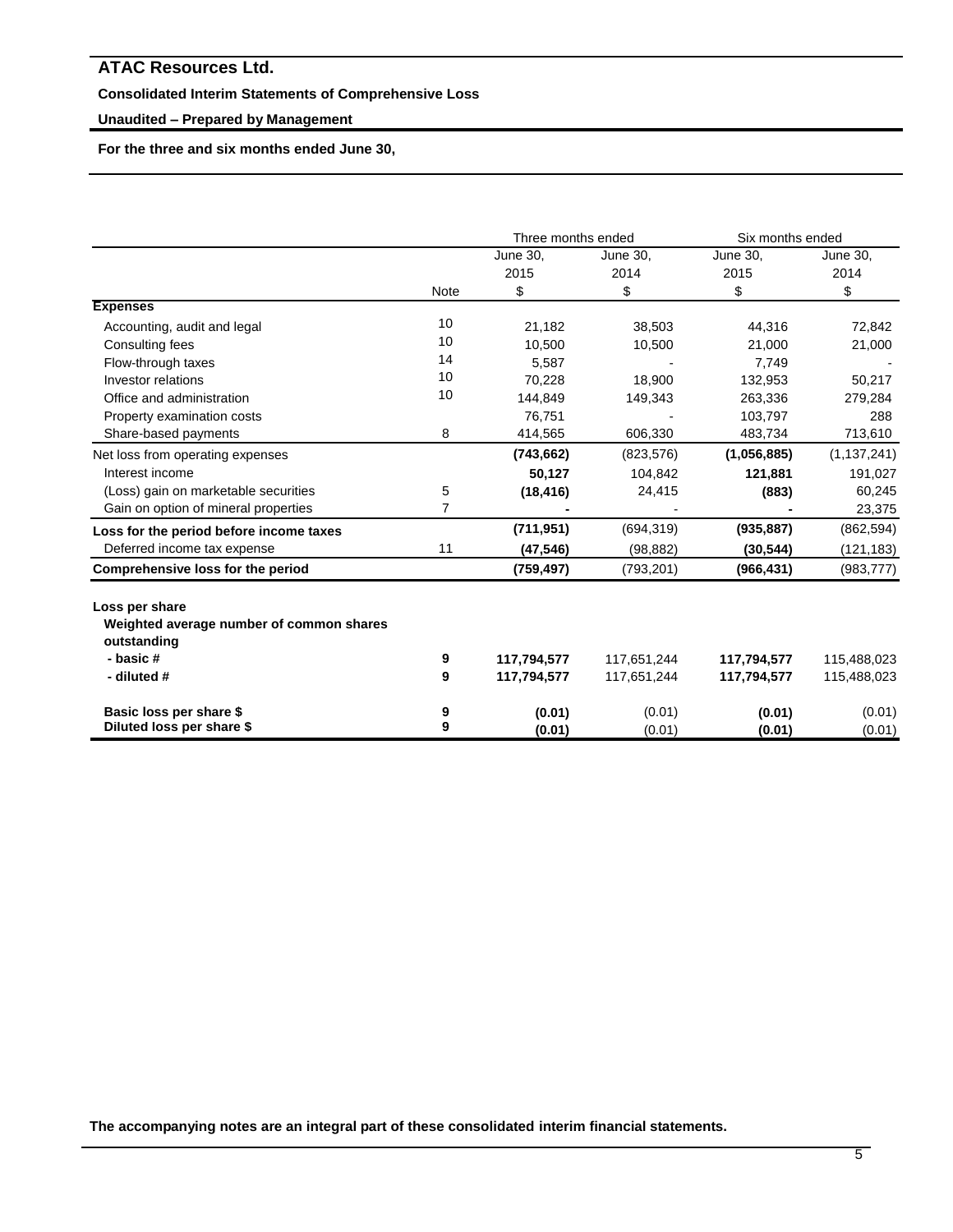# ATAC Resources Ltd.

**Consolidated Interim Statements of Comprehensive Loss**

**Unaudited – Prepared by Management**

**For the three and six months ended June 30,**

| | | Three months ended | | Six months ended | |
|---|---|---|---|---|---|
| | | June 30, 2015 | June 30, 2014 | June 30, 2015 | June 30, 2014 |
| | Note | $ | $ | $ | $ |
| **Expenses** | | | | | |
| Accounting, audit and legal | 10 | 21,182 | 38,503 | 44,316 | 72,842 |
| Consulting fees | 10 | 10,500 | 10,500 | 21,000 | 21,000 |
| Flow-through taxes | 14 | 5,587 | - | 7,749 | - |
| Investor relations | 10 | 70,228 | 18,900 | 132,953 | 50,217 |
| Office and administration | 10 | 144,849 | 149,343 | 263,336 | 279,284 |
| Property examination costs | | 76,751 | - | 103,797 | 288 |
| Share-based payments | 8 | 414,565 | 606,330 | 483,734 | 713,610 |
| Net loss from operating expenses | | **(743,662)** | (823,576) | **(1,056,885)** | (1,137,241) |
| Interest income | | **50,127** | 104,842 | **121,881** | 191,027 |
| (Loss) gain on marketable securities | 5 | **(18,416)** | 24,415 | **(883)** | 60,245 |
| Gain on option of mineral properties | 7 | **-** | - | **-** | 23,375 |
| **Loss for the period before income taxes** | | **(711,951)** | (694,319) | **(935,887)** | (862,594) |
| Deferred income tax expense | 11 | **(47,546)** | (98,882) | **(30,544)** | (121,183) |
| **Comprehensive loss for the period** | | **(759,497)** | (793,201) | **(966,431)** | (983,777) |
| | | | | | |
| **Loss per share** | | | | | |
| **Weighted average number of common shares outstanding** | | | | | |
| **- basic #** | **9** | **117,794,577** | 117,651,244 | **117,794,577** | 115,488,023 |
| **- diluted #** | **9** | **117,794,577** | 117,651,244 | **117,794,577** | 115,488,023 |
| | | | | | |
| **Basic loss per share $** | **9** | **(0.01)** | (0.01) | **(0.01)** | (0.01) |
| **Diluted loss per share $** | **9** | **(0.01)** | (0.01) | **(0.01)** | (0.01) |

**The accompanying notes are an integral part of these consolidated interim financial statements.**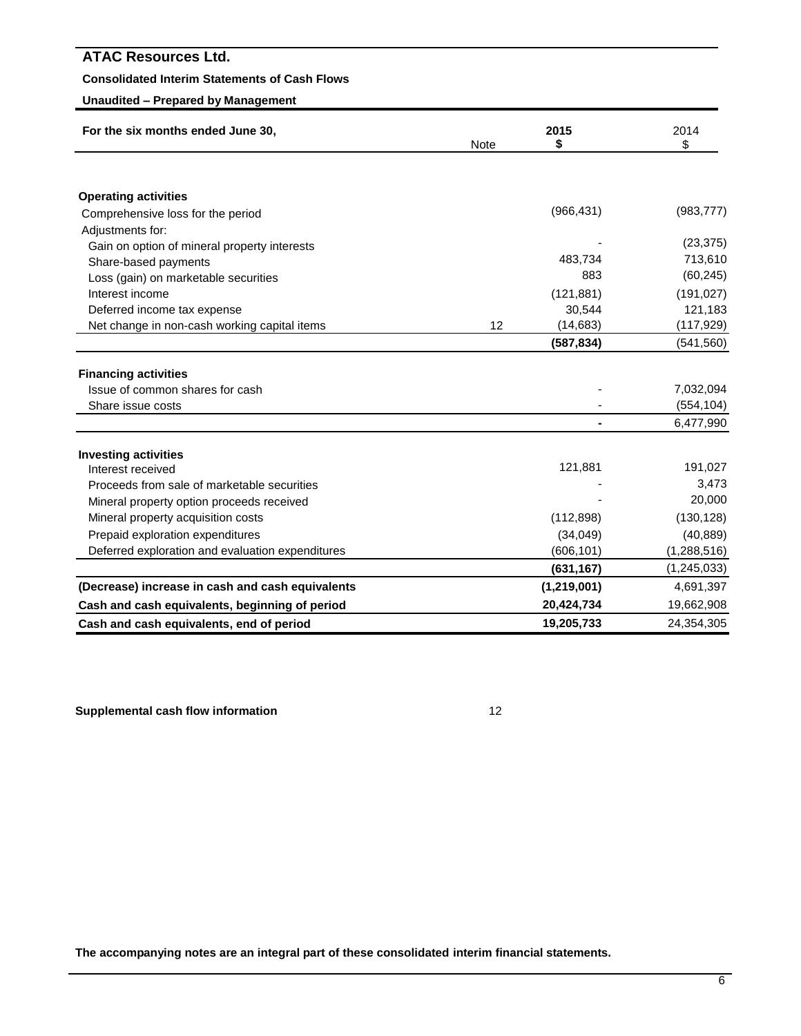# ATAC Resources Ltd.

**Consolidated Interim Statements of Cash Flows**

**Unaudited – Prepared by Management**

| For the six months ended June 30, | Note | 2015 $ | 2014 $ |
|---|---|---|---|
| **Operating activities** | | | |
| Comprehensive loss for the period | | (966,431) | (983,777) |
| Adjustments for: | | | |
| Gain on option of mineral property interests | | - | (23,375) |
| Share-based payments | | 483,734 | 713,610 |
| Loss (gain) on marketable securities | | 883 | (60,245) |
| Interest income | | (121,881) | (191,027) |
| Deferred income tax expense | | 30,544 | 121,183 |
| Net change in non-cash working capital items | 12 | (14,683) | (117,929) |
| | | **(587,834)** | (541,560) |
| **Financing activities** | | | |
| Issue of common shares for cash | | - | 7,032,094 |
| Share issue costs | | - | (554,104) |
| | | **-** | 6,477,990 |
| **Investing activities** | | | |
| Interest received | | 121,881 | 191,027 |
| Proceeds from sale of marketable securities | | - | 3,473 |
| Mineral property option proceeds received | | - | 20,000 |
| Mineral property acquisition costs | | (112,898) | (130,128) |
| Prepaid exploration expenditures | | (34,049) | (40,889) |
| Deferred exploration and evaluation expenditures | | (606,101) | (1,288,516) |
| | | **(631,167)** | (1,245,033) |
| **(Decrease) increase in cash and cash equivalents** | | **(1,219,001)** | 4,691,397 |
| **Cash and cash equivalents, beginning of period** | | **20,424,734** | 19,662,908 |
| **Cash and cash equivalents, end of period** | | **19,205,733** | 24,354,305 |

**Supplemental cash flow information** 12

**The accompanying notes are an integral part of these consolidated interim financial statements.**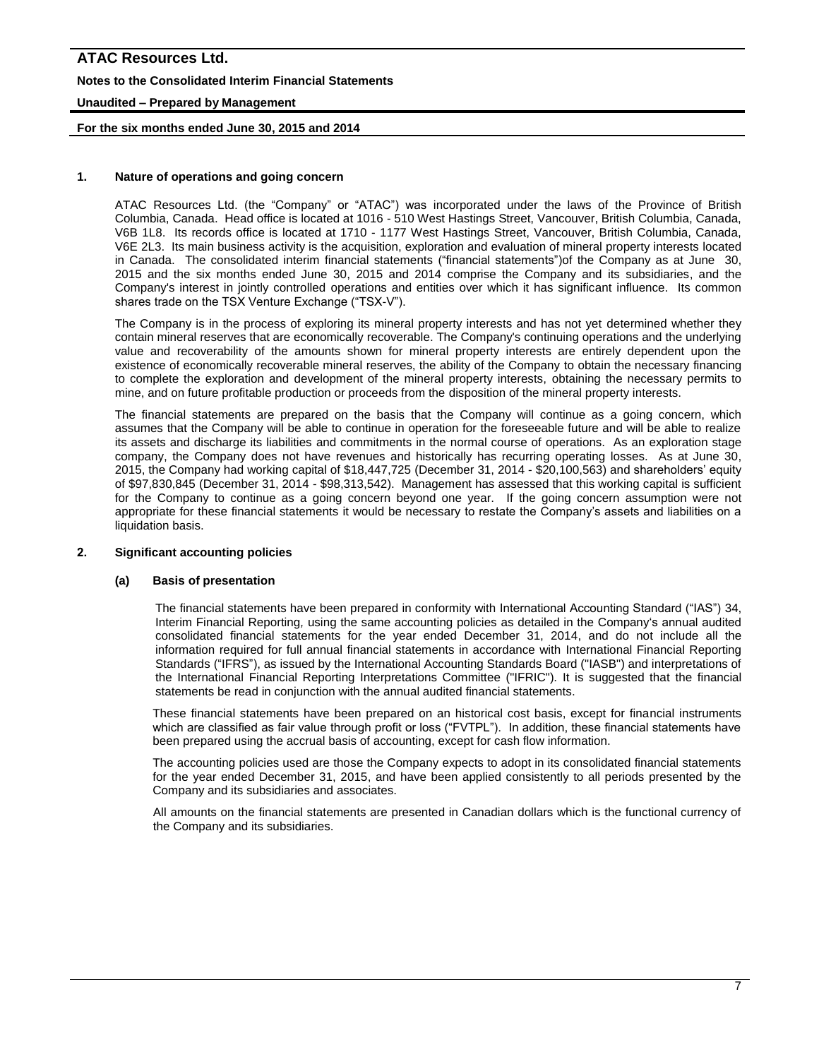## 1. Nature of operations and going concern

ATAC Resources Ltd. (the "Company" or "ATAC") was incorporated under the laws of the Province of British Columbia, Canada. Head office is located at 1016 - 510 West Hastings Street, Vancouver, British Columbia, Canada, V6B 1L8. Its records office is located at 1710 - 1177 West Hastings Street, Vancouver, British Columbia, Canada, V6E 2L3. Its main business activity is the acquisition, exploration and evaluation of mineral property interests located in Canada. The consolidated interim financial statements ("financial statements")of the Company as at June 30, 2015 and the six months ended June 30, 2015 and 2014 comprise the Company and its subsidiaries, and the Company's interest in jointly controlled operations and entities over which it has significant influence. Its common shares trade on the TSX Venture Exchange ("TSX-V").

The Company is in the process of exploring its mineral property interests and has not yet determined whether they contain mineral reserves that are economically recoverable. The Company's continuing operations and the underlying value and recoverability of the amounts shown for mineral property interests are entirely dependent upon the existence of economically recoverable mineral reserves, the ability of the Company to obtain the necessary financing to complete the exploration and development of the mineral property interests, obtaining the necessary permits to mine, and on future profitable production or proceeds from the disposition of the mineral property interests.

The financial statements are prepared on the basis that the Company will continue as a going concern, which assumes that the Company will be able to continue in operation for the foreseeable future and will be able to realize its assets and discharge its liabilities and commitments in the normal course of operations. As an exploration stage company, the Company does not have revenues and historically has recurring operating losses. As at June 30, 2015, the Company had working capital of $18,447,725 (December 31, 2014 - $20,100,563) and shareholders' equity of $97,830,845 (December 31, 2014 - $98,313,542). Management has assessed that this working capital is sufficient for the Company to continue as a going concern beyond one year. If the going concern assumption were not appropriate for these financial statements it would be necessary to restate the Company's assets and liabilities on a liquidation basis.

## 2. Significant accounting policies

### (a) Basis of presentation

The financial statements have been prepared in conformity with International Accounting Standard ("IAS") 34, *Interim Financial Reporting*, using the same accounting policies as detailed in the Company's annual audited consolidated financial statements for the year ended December 31, 2014, and do not include all the information required for full annual financial statements in accordance with International Financial Reporting Standards ("IFRS"), as issued by the International Accounting Standards Board ("IASB") and interpretations of the International Financial Reporting Interpretations Committee ("IFRIC"). It is suggested that the financial statements be read in conjunction with the annual audited financial statements.

These financial statements have been prepared on an historical cost basis, except for financial instruments which are classified as fair value through profit or loss ("FVTPL"). In addition, these financial statements have been prepared using the accrual basis of accounting, except for cash flow information.

The accounting policies used are those the Company expects to adopt in its consolidated financial statements for the year ended December 31, 2015, and have been applied consistently to all periods presented by the Company and its subsidiaries and associates.

All amounts on the financial statements are presented in Canadian dollars which is the functional currency of the Company and its subsidiaries.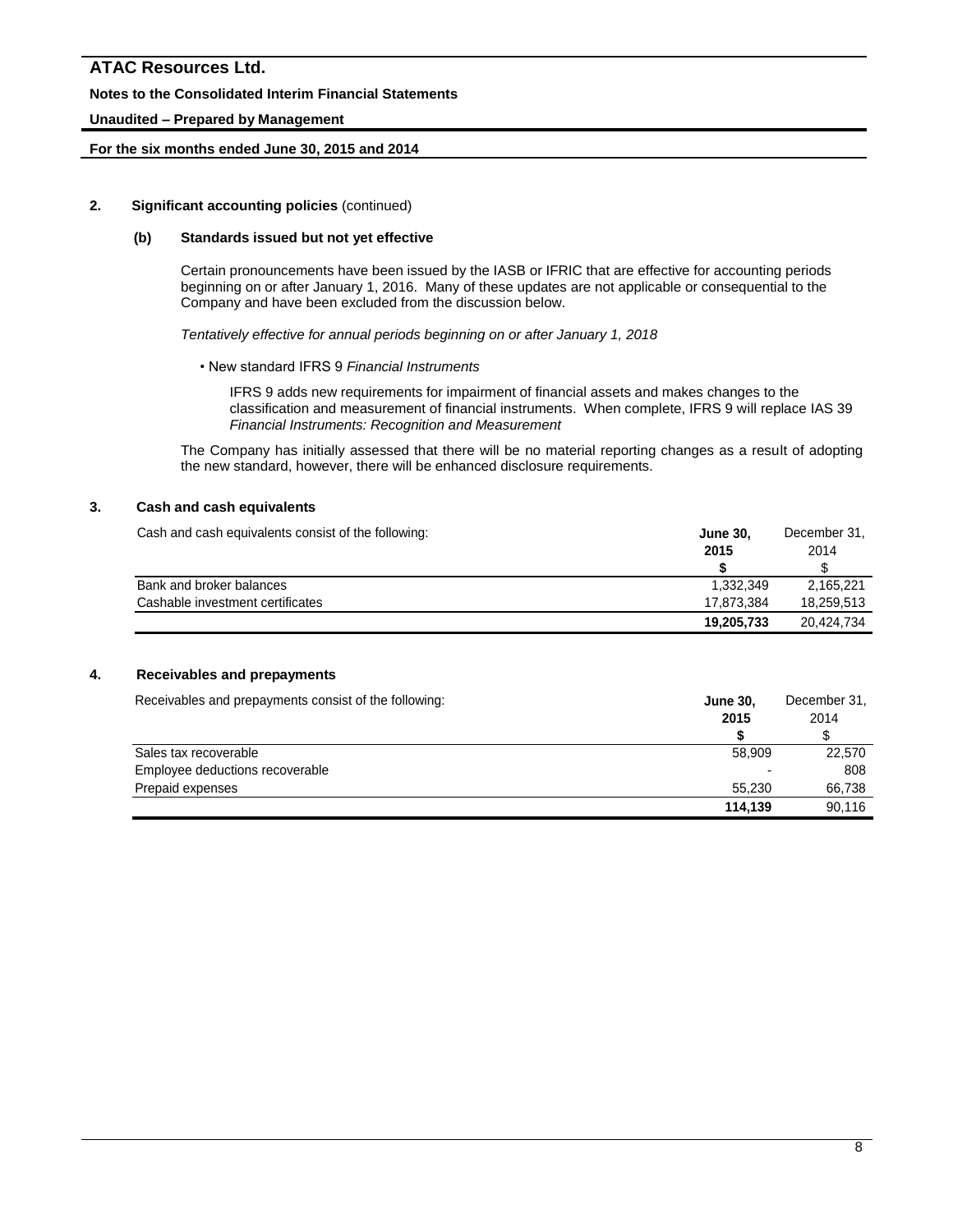## 2. Significant accounting policies (continued)

### (b) Standards issued but not yet effective

Certain pronouncements have been issued by the IASB or IFRIC that are effective for accounting periods beginning on or after January 1, 2016. Many of these updates are not applicable or consequential to the Company and have been excluded from the discussion below.

*Tentatively effective for annual periods beginning on or after January 1, 2018*

- New standard IFRS 9 *Financial Instruments*

  IFRS 9 adds new requirements for impairment of financial assets and makes changes to the classification and measurement of financial instruments. When complete, IFRS 9 will replace IAS 39 *Financial Instruments: Recognition and Measurement*

The Company has initially assessed that there will be no material reporting changes as a result of adopting the new standard, however, there will be enhanced disclosure requirements.

## 3. Cash and cash equivalents

Cash and cash equivalents consist of the following:

| | **June 30, 2015** **$** | December 31, 2014 $ |
|---|---|---|
| Bank and broker balances | 1,332,349 | 2,165,221 |
| Cashable investment certificates | 17,873,384 | 18,259,513 |
| | **19,205,733** | 20,424,734 |

## 4. Receivables and prepayments

Receivables and prepayments consist of the following:

| | **June 30, 2015** **$** | December 31, 2014 $ |
|---|---|---|
| Sales tax recoverable | 58,909 | 22,570 |
| Employee deductions recoverable | - | 808 |
| Prepaid expenses | 55,230 | 66,738 |
| | **114,139** | 90,116 |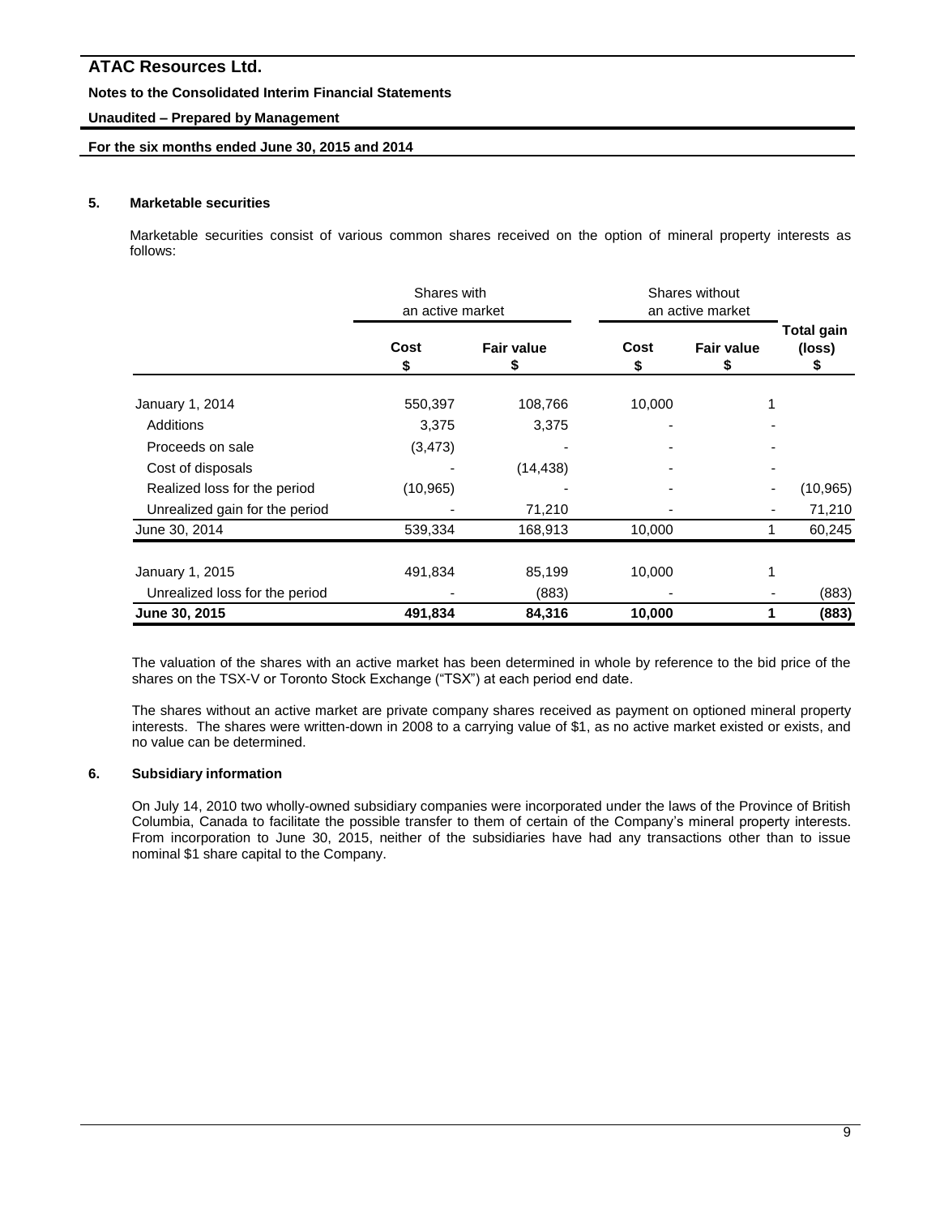## 5. Marketable securities

Marketable securities consist of various common shares received on the option of mineral property interests as follows:

| | Shares with an active market | | Shares without an active market | | |
|---|---|---|---|---|---|
| | Cost<br>$ | Fair value<br>$ | Cost<br>$ | Fair value<br>$ | Total gain (loss)<br>$ |
| January 1, 2014 | 550,397 | 108,766 | 10,000 | 1 | |
| Additions | 3,375 | 3,375 | - | - | |
| Proceeds on sale | (3,473) | - | - | - | |
| Cost of disposals | - | (14,438) | - | - | |
| Realized loss for the period | (10,965) | - | - | - | (10,965) |
| Unrealized gain for the period | - | 71,210 | - | - | 71,210 |
| June 30, 2014 | 539,334 | 168,913 | 10,000 | 1 | 60,245 |
| January 1, 2015 | 491,834 | 85,199 | 10,000 | 1 | |
| Unrealized loss for the period | - | (883) | - | - | (883) |
| **June 30, 2015** | **491,834** | **84,316** | **10,000** | **1** | **(883)** |

The valuation of the shares with an active market has been determined in whole by reference to the bid price of the shares on the TSX-V or Toronto Stock Exchange ("TSX") at each period end date.

The shares without an active market are private company shares received as payment on optioned mineral property interests. The shares were written-down in 2008 to a carrying value of $1, as no active market existed or exists, and no value can be determined.

## 6. Subsidiary information

On July 14, 2010 two wholly-owned subsidiary companies were incorporated under the laws of the Province of British Columbia, Canada to facilitate the possible transfer to them of certain of the Company's mineral property interests. From incorporation to June 30, 2015, neither of the subsidiaries have had any transactions other than to issue nominal $1 share capital to the Company.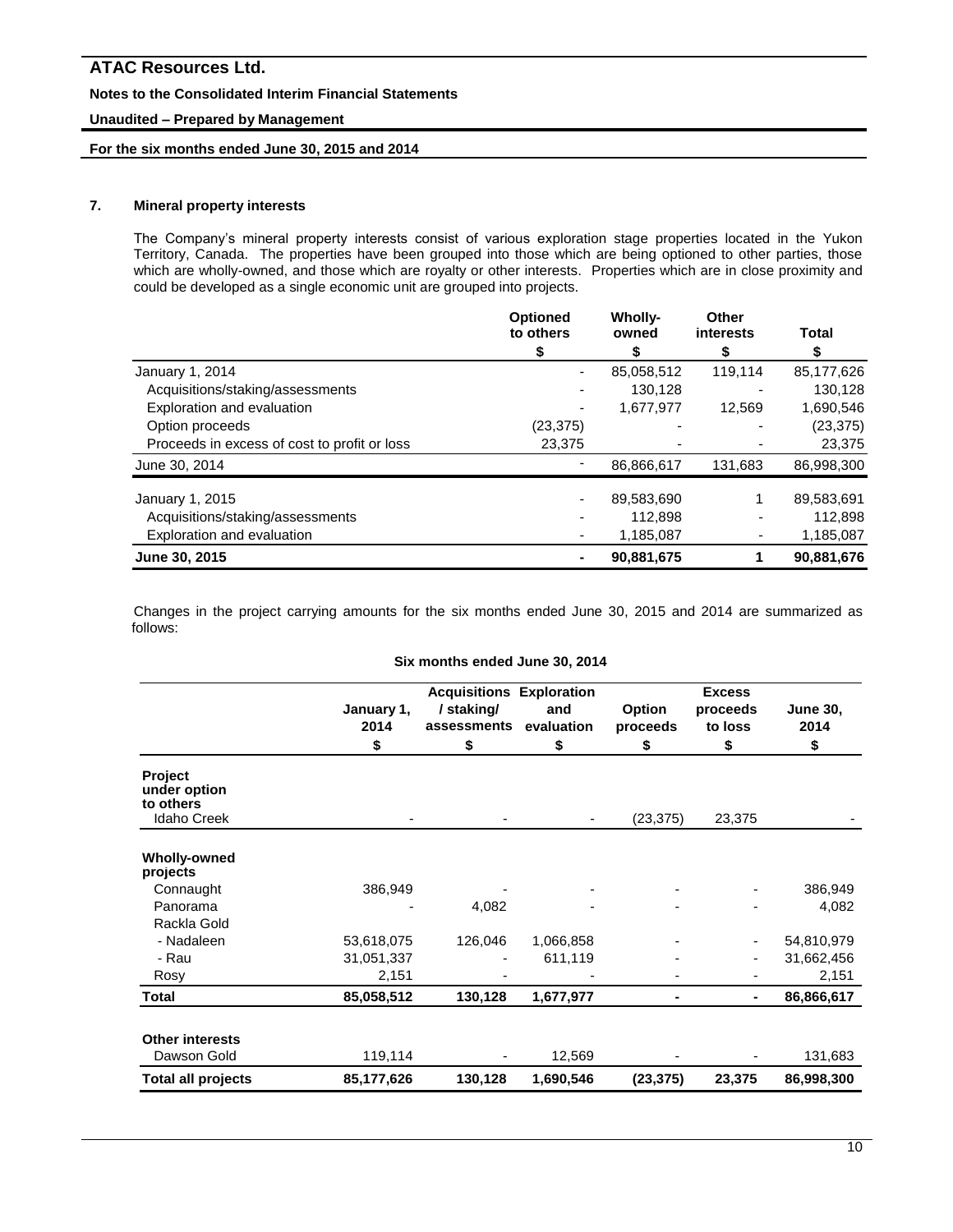## 7. Mineral property interests

The Company's mineral property interests consist of various exploration stage properties located in the Yukon Territory, Canada. The properties have been grouped into those which are being optioned to other parties, those which are wholly-owned, and those which are royalty or other interests. Properties which are in close proximity and could be developed as a single economic unit are grouped into projects.

| | Optioned to others<br>$ | Wholly-owned<br>$ | Other interests<br>$ | Total<br>$ |
|---|---|---|---|---|
| January 1, 2014 | - | 85,058,512 | 119,114 | 85,177,626 |
| Acquisitions/staking/assessments | - | 130,128 | - | 130,128 |
| Exploration and evaluation | - | 1,677,977 | 12,569 | 1,690,546 |
| Option proceeds | (23,375) | - | - | (23,375) |
| Proceeds in excess of cost to profit or loss | 23,375 | - | - | 23,375 |
| June 30, 2014 | - | 86,866,617 | 131,683 | 86,998,300 |
| January 1, 2015 | - | 89,583,690 | 1 | 89,583,691 |
| Acquisitions/staking/assessments | - | 112,898 | - | 112,898 |
| Exploration and evaluation | - | 1,185,087 | - | 1,185,087 |
| **June 30, 2015** | **-** | **90,881,675** | **1** | **90,881,676** |

Changes in the project carrying amounts for the six months ended June 30, 2015 and 2014 are summarized as follows:

**Six months ended June 30, 2014**

| | January 1, 2014<br>$ | Acquisitions / staking/ assessments<br>$ | Exploration and evaluation<br>$ | Option proceeds<br>$ | Excess proceeds to loss<br>$ | June 30, 2014<br>$ |
|---|---|---|---|---|---|---|
| **Project under option to others** | | | | | | |
| Idaho Creek | - | - | - | (23,375) | 23,375 | - |
| **Wholly-owned projects** | | | | | | |
| Connaught | 386,949 | - | - | - | - | 386,949 |
| Panorama | - | 4,082 | - | - | - | 4,082 |
| Rackla Gold | | | | | | |
| - Nadaleen | 53,618,075 | 126,046 | 1,066,858 | - | - | 54,810,979 |
| - Rau | 31,051,337 | - | 611,119 | - | - | 31,662,456 |
| Rosy | 2,151 | - | - | - | - | 2,151 |
| **Total** | **85,058,512** | **130,128** | **1,677,977** | **-** | **-** | **86,866,617** |
| **Other interests** | | | | | | |
| Dawson Gold | 119,114 | - | 12,569 | - | - | 131,683 |
| **Total all projects** | **85,177,626** | **130,128** | **1,690,546** | **(23,375)** | **23,375** | **86,998,300** |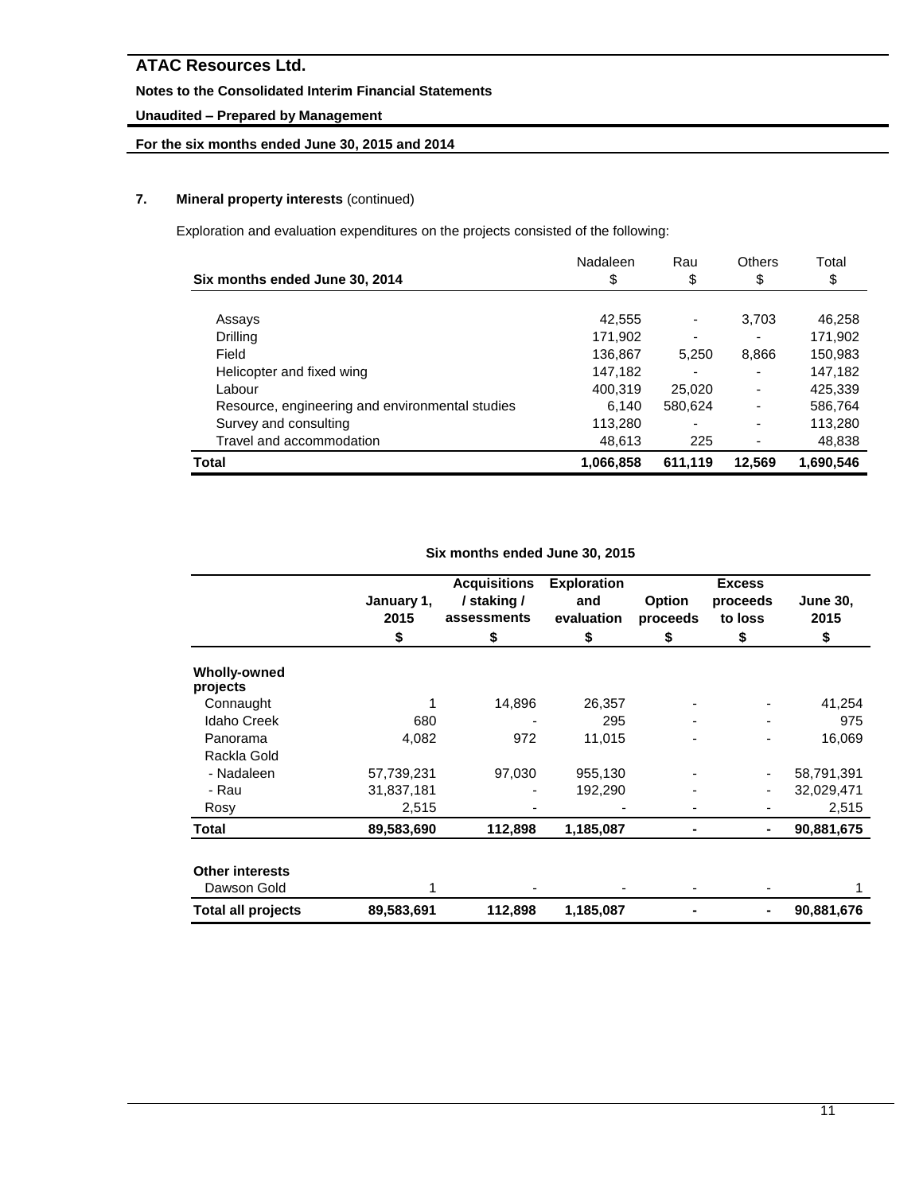# ATAC Resources Ltd.

**Notes to the Consolidated Interim Financial Statements**

**Unaudited – Prepared by Management**

**For the six months ended June 30, 2015 and 2014**

## 7. Mineral property interests (continued)

Exploration and evaluation expenditures on the projects consisted of the following:

| Six months ended June 30, 2014 | Nadaleen $ | Rau $ | Others $ | Total $ |
|---|---|---|---|---|
| Assays | 42,555 | - | 3,703 | 46,258 |
| Drilling | 171,902 | - | - | 171,902 |
| Field | 136,867 | 5,250 | 8,866 | 150,983 |
| Helicopter and fixed wing | 147,182 | - | - | 147,182 |
| Labour | 400,319 | 25,020 | - | 425,339 |
| Resource, engineering and environmental studies | 6,140 | 580,624 | - | 586,764 |
| Survey and consulting | 113,280 | - | - | 113,280 |
| Travel and accommodation | 48,613 | 225 | - | 48,838 |
| **Total** | **1,066,858** | **611,119** | **12,569** | **1,690,546** |

**Six months ended June 30, 2015**

| | January 1, 2015 $ | Acquisitions / staking / assessments $ | Exploration and evaluation $ | Option proceeds $ | Excess proceeds to loss $ | June 30, 2015 $ |
|---|---|---|---|---|---|---|
| **Wholly-owned projects** | | | | | | |
| Connaught | 1 | 14,896 | 26,357 | - | - | 41,254 |
| Idaho Creek | 680 | - | 295 | - | - | 975 |
| Panorama | 4,082 | 972 | 11,015 | - | - | 16,069 |
| Rackla Gold | | | | | | |
| - Nadaleen | 57,739,231 | 97,030 | 955,130 | - | - | 58,791,391 |
| - Rau | 31,837,181 | - | 192,290 | - | - | 32,029,471 |
| Rosy | 2,515 | - | - | - | - | 2,515 |
| **Total** | **89,583,690** | **112,898** | **1,185,087** | **-** | **-** | **90,881,675** |
| **Other interests** | | | | | | |
| Dawson Gold | 1 | - | - | - | - | 1 |
| **Total all projects** | **89,583,691** | **112,898** | **1,185,087** | **-** | **-** | **90,881,676** |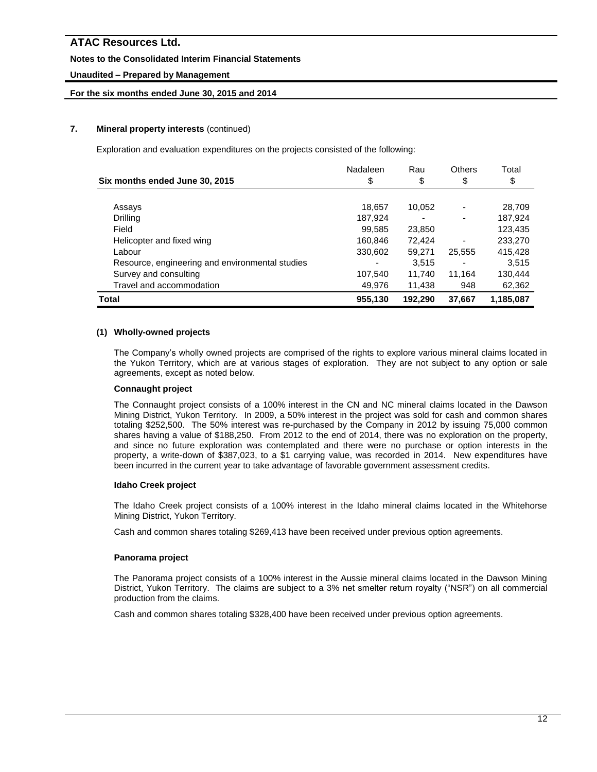# ATAC Resources Ltd.

**Notes to the Consolidated Interim Financial Statements**

**Unaudited – Prepared by Management**

**For the six months ended June 30, 2015 and 2014**

## 7. Mineral property interests (continued)

Exploration and evaluation expenditures on the projects consisted of the following:

| Six months ended June 30, 2015 | Nadaleen $ | Rau $ | Others $ | Total $ |
|---|---|---|---|---|
| Assays | 18,657 | 10,052 | - | 28,709 |
| Drilling | 187,924 | - | - | 187,924 |
| Field | 99,585 | 23,850 | | 123,435 |
| Helicopter and fixed wing | 160,846 | 72,424 | - | 233,270 |
| Labour | 330,602 | 59,271 | 25,555 | 415,428 |
| Resource, engineering and environmental studies | - | 3,515 | - | 3,515 |
| Survey and consulting | 107,540 | 11,740 | 11,164 | 130,444 |
| Travel and accommodation | 49,976 | 11,438 | 948 | 62,362 |
| **Total** | **955,130** | **192,290** | **37,667** | **1,185,087** |

### (1) Wholly-owned projects

The Company's wholly owned projects are comprised of the rights to explore various mineral claims located in the Yukon Territory, which are at various stages of exploration. They are not subject to any option or sale agreements, except as noted below.

**Connaught project**

The Connaught project consists of a 100% interest in the CN and NC mineral claims located in the Dawson Mining District, Yukon Territory. In 2009, a 50% interest in the project was sold for cash and common shares totaling $252,500. The 50% interest was re-purchased by the Company in 2012 by issuing 75,000 common shares having a value of $188,250. From 2012 to the end of 2014, there was no exploration on the property, and since no future exploration was contemplated and there were no purchase or option interests in the property, a write-down of $387,023, to a $1 carrying value, was recorded in 2014. New expenditures have been incurred in the current year to take advantage of favorable government assessment credits.

**Idaho Creek project**

The Idaho Creek project consists of a 100% interest in the Idaho mineral claims located in the Whitehorse Mining District, Yukon Territory.

Cash and common shares totaling $269,413 have been received under previous option agreements.

**Panorama project**

The Panorama project consists of a 100% interest in the Aussie mineral claims located in the Dawson Mining District, Yukon Territory. The claims are subject to a 3% net smelter return royalty ("NSR") on all commercial production from the claims.

Cash and common shares totaling $328,400 have been received under previous option agreements.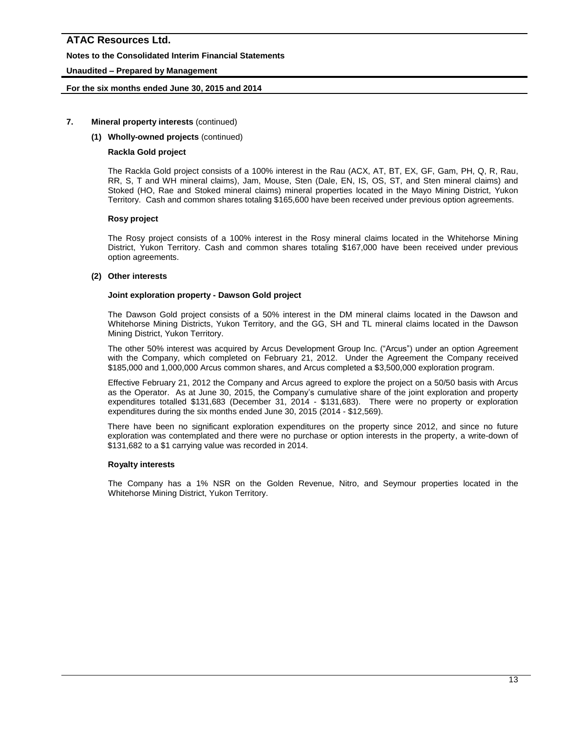## 7. Mineral property interests (continued)

### (1) Wholly-owned projects (continued)

#### Rackla Gold project

The Rackla Gold project consists of a 100% interest in the Rau (ACX, AT, BT, EX, GF, Gam, PH, Q, R, Rau, RR, S, T and WH mineral claims), Jam, Mouse, Sten (Dale, EN, IS, OS, ST, and Sten mineral claims) and Stoked (HO, Rae and Stoked mineral claims) mineral properties located in the Mayo Mining District, Yukon Territory. Cash and common shares totaling $165,600 have been received under previous option agreements.

#### Rosy project

The Rosy project consists of a 100% interest in the Rosy mineral claims located in the Whitehorse Mining District, Yukon Territory. Cash and common shares totaling $167,000 have been received under previous option agreements.

### (2) Other interests

#### Joint exploration property - Dawson Gold project

The Dawson Gold project consists of a 50% interest in the DM mineral claims located in the Dawson and Whitehorse Mining Districts, Yukon Territory, and the GG, SH and TL mineral claims located in the Dawson Mining District, Yukon Territory.

The other 50% interest was acquired by Arcus Development Group Inc. ("Arcus") under an option Agreement with the Company, which completed on February 21, 2012. Under the Agreement the Company received $185,000 and 1,000,000 Arcus common shares, and Arcus completed a $3,500,000 exploration program.

Effective February 21, 2012 the Company and Arcus agreed to explore the project on a 50/50 basis with Arcus as the Operator. As at June 30, 2015, the Company's cumulative share of the joint exploration and property expenditures totalled $131,683 (December 31, 2014 - $131,683). There were no property or exploration expenditures during the six months ended June 30, 2015 (2014 - $12,569).

There have been no significant exploration expenditures on the property since 2012, and since no future exploration was contemplated and there were no purchase or option interests in the property, a write-down of $131,682 to a $1 carrying value was recorded in 2014.

#### Royalty interests

The Company has a 1% NSR on the Golden Revenue, Nitro, and Seymour properties located in the Whitehorse Mining District, Yukon Territory.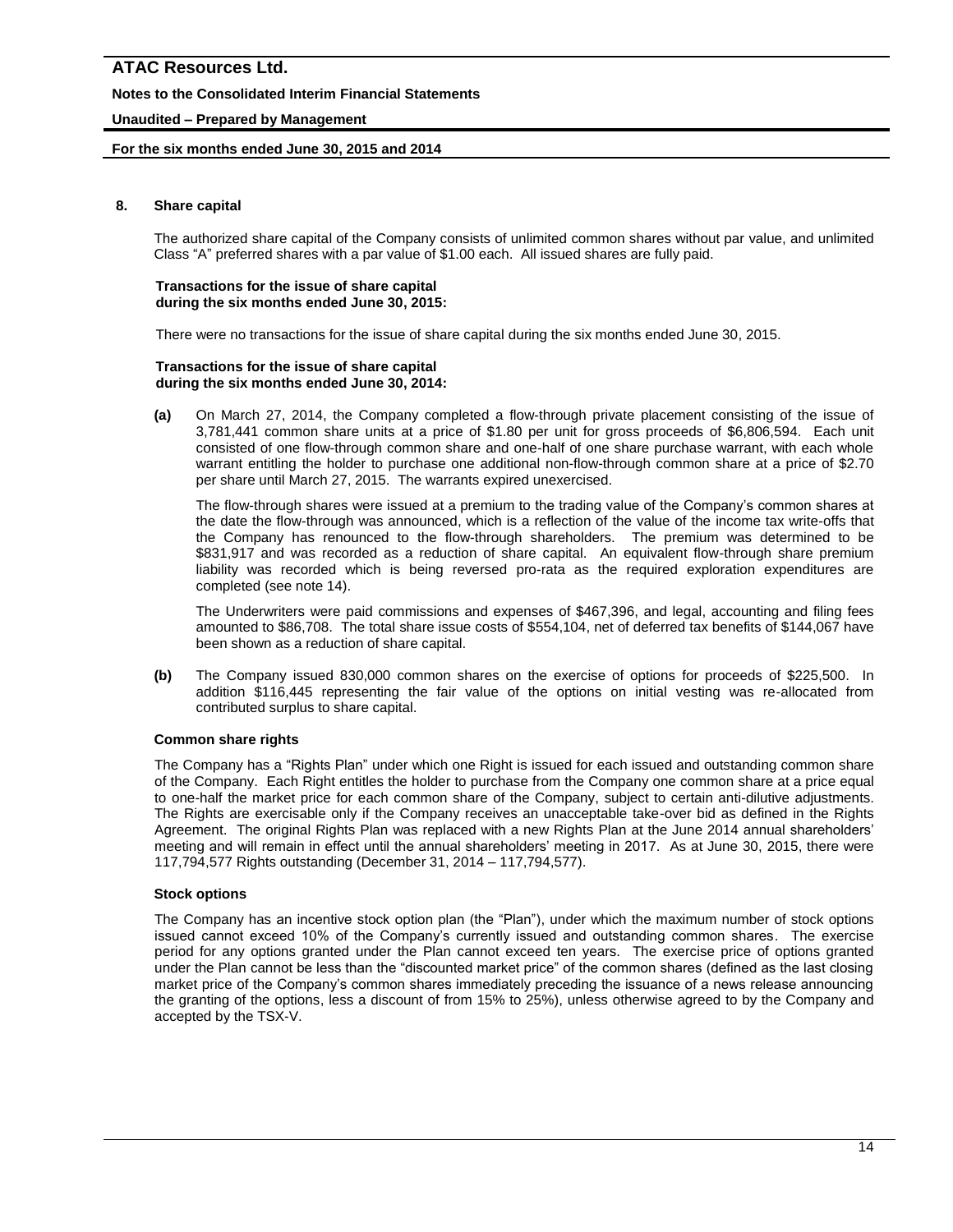## 8. Share capital

The authorized share capital of the Company consists of unlimited common shares without par value, and unlimited Class "A" preferred shares with a par value of $1.00 each. All issued shares are fully paid.

**Transactions for the issue of share capital during the six months ended June 30, 2015:**

There were no transactions for the issue of share capital during the six months ended June 30, 2015.

**Transactions for the issue of share capital during the six months ended June 30, 2014:**

**(a)** On March 27, 2014, the Company completed a flow-through private placement consisting of the issue of 3,781,441 common share units at a price of $1.80 per unit for gross proceeds of $6,806,594. Each unit consisted of one flow-through common share and one-half of one share purchase warrant, with each whole warrant entitling the holder to purchase one additional non-flow-through common share at a price of $2.70 per share until March 27, 2015. The warrants expired unexercised.

The flow-through shares were issued at a premium to the trading value of the Company's common shares at the date the flow-through was announced, which is a reflection of the value of the income tax write-offs that the Company has renounced to the flow-through shareholders. The premium was determined to be $831,917 and was recorded as a reduction of share capital. An equivalent flow-through share premium liability was recorded which is being reversed pro-rata as the required exploration expenditures are completed (see note 14).

The Underwriters were paid commissions and expenses of $467,396, and legal, accounting and filing fees amounted to $86,708. The total share issue costs of $554,104, net of deferred tax benefits of $144,067 have been shown as a reduction of share capital.

**(b)** The Company issued 830,000 common shares on the exercise of options for proceeds of $225,500. In addition $116,445 representing the fair value of the options on initial vesting was re-allocated from contributed surplus to share capital.

### Common share rights

The Company has a "Rights Plan" under which one Right is issued for each issued and outstanding common share of the Company. Each Right entitles the holder to purchase from the Company one common share at a price equal to one-half the market price for each common share of the Company, subject to certain anti-dilutive adjustments. The Rights are exercisable only if the Company receives an unacceptable take-over bid as defined in the Rights Agreement. The original Rights Plan was replaced with a new Rights Plan at the June 2014 annual shareholders' meeting and will remain in effect until the annual shareholders' meeting in 2017. As at June 30, 2015, there were 117,794,577 Rights outstanding (December 31, 2014 – 117,794,577).

### Stock options

The Company has an incentive stock option plan (the "Plan"), under which the maximum number of stock options issued cannot exceed 10% of the Company's currently issued and outstanding common shares. The exercise period for any options granted under the Plan cannot exceed ten years. The exercise price of options granted under the Plan cannot be less than the "discounted market price" of the common shares (defined as the last closing market price of the Company's common shares immediately preceding the issuance of a news release announcing the granting of the options, less a discount of from 15% to 25%), unless otherwise agreed to by the Company and accepted by the TSX-V.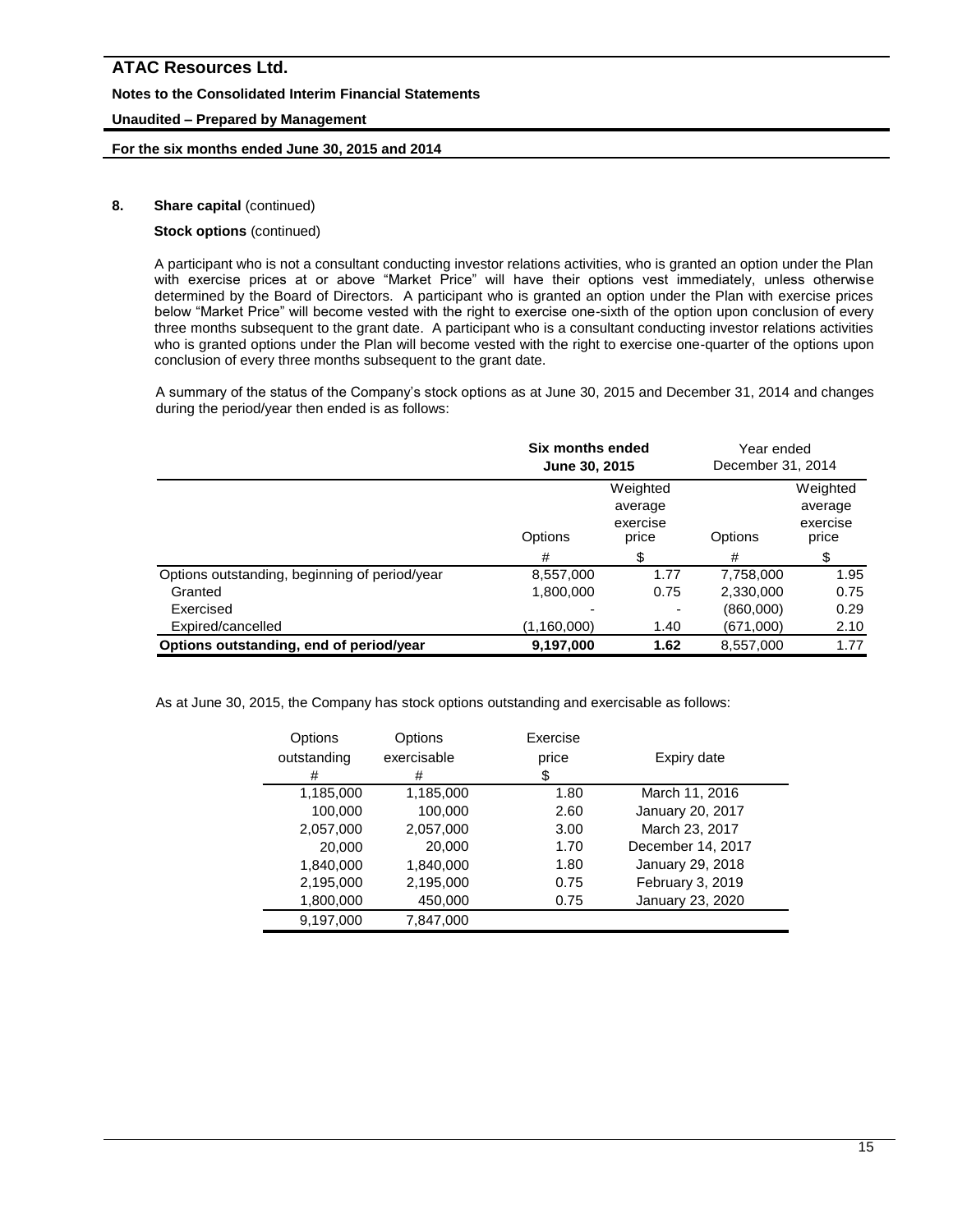## 8. Share capital (continued)

### Stock options (continued)

A participant who is not a consultant conducting investor relations activities, who is granted an option under the Plan with exercise prices at or above "Market Price" will have their options vest immediately, unless otherwise determined by the Board of Directors. A participant who is granted an option under the Plan with exercise prices below "Market Price" will become vested with the right to exercise one-sixth of the option upon conclusion of every three months subsequent to the grant date. A participant who is a consultant conducting investor relations activities who is granted options under the Plan will become vested with the right to exercise one-quarter of the options upon conclusion of every three months subsequent to the grant date.

A summary of the status of the Company's stock options as at June 30, 2015 and December 31, 2014 and changes during the period/year then ended is as follows:

| | **Six months ended June 30, 2015** | | Year ended December 31, 2014 | |
|---|---|---|---|---|
| | Options | Weighted average exercise price | Options | Weighted average exercise price |
| | # | $ | # | $ |
| Options outstanding, beginning of period/year | 8,557,000 | 1.77 | 7,758,000 | 1.95 |
| Granted | 1,800,000 | 0.75 | 2,330,000 | 0.75 |
| Exercised | - | - | (860,000) | 0.29 |
| Expired/cancelled | (1,160,000) | 1.40 | (671,000) | 2.10 |
| **Options outstanding, end of period/year** | **9,197,000** | **1.62** | 8,557,000 | 1.77 |

As at June 30, 2015, the Company has stock options outstanding and exercisable as follows:

| Options outstanding # | Options exercisable # | Exercise price $ | Expiry date |
|---|---|---|---|
| 1,185,000 | 1,185,000 | 1.80 | March 11, 2016 |
| 100,000 | 100,000 | 2.60 | January 20, 2017 |
| 2,057,000 | 2,057,000 | 3.00 | March 23, 2017 |
| 20,000 | 20,000 | 1.70 | December 14, 2017 |
| 1,840,000 | 1,840,000 | 1.80 | January 29, 2018 |
| 2,195,000 | 2,195,000 | 0.75 | February 3, 2019 |
| 1,800,000 | 450,000 | 0.75 | January 23, 2020 |
| 9,197,000 | 7,847,000 | | |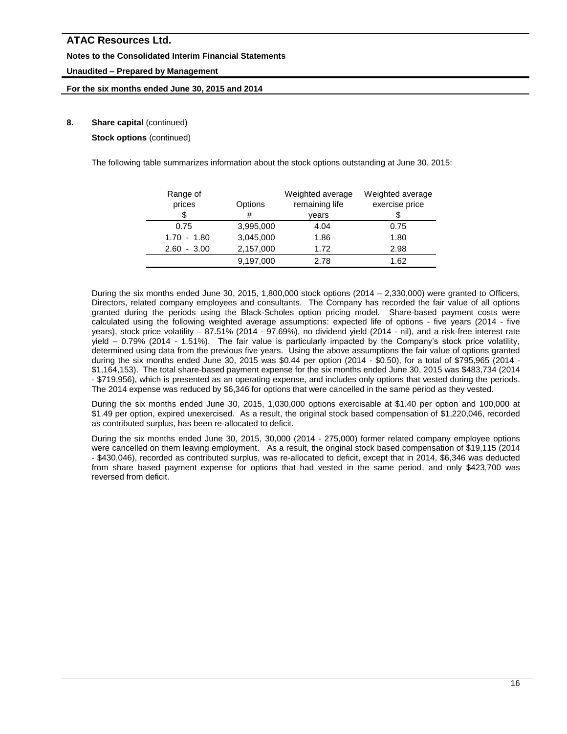## 8. Share capital (continued)

**Stock options** (continued)

The following table summarizes information about the stock options outstanding at June 30, 2015:

| Range of prices<br>$ | Options<br># | Weighted average remaining life<br>years | Weighted average exercise price<br>$ |
|---|---|---|---|
| 0.75 | 3,995,000 | 4.04 | 0.75 |
| 1.70 - 1.80 | 3,045,000 | 1.86 | 1.80 |
| 2.60 - 3.00 | 2,157,000 | 1.72 | 2.98 |
| | 9,197,000 | 2.78 | 1.62 |

During the six months ended June 30, 2015, 1,800,000 stock options (2014 – 2,330,000) were granted to Officers, Directors, related company employees and consultants. The Company has recorded the fair value of all options granted during the periods using the Black-Scholes option pricing model. Share-based payment costs were calculated using the following weighted average assumptions: expected life of options - five years (2014 - five years), stock price volatility – 87.51% (2014 - 97.69%), no dividend yield (2014 - nil), and a risk-free interest rate yield – 0.79% (2014 - 1.51%). The fair value is particularly impacted by the Company's stock price volatility, determined using data from the previous five years. Using the above assumptions the fair value of options granted during the six months ended June 30, 2015 was $0.44 per option (2014 - $0.50), for a total of $795,965 (2014 - $1,164,153). The total share-based payment expense for the six months ended June 30, 2015 was $483,734 (2014 - $719,956), which is presented as an operating expense, and includes only options that vested during the periods. The 2014 expense was reduced by $6,346 for options that were cancelled in the same period as they vested.

During the six months ended June 30, 2015, 1,030,000 options exercisable at $1.40 per option and 100,000 at $1.49 per option, expired unexercised. As a result, the original stock based compensation of $1,220,046, recorded as contributed surplus, has been re-allocated to deficit.

During the six months ended June 30, 2015, 30,000 (2014 - 275,000) former related company employee options were cancelled on them leaving employment. As a result, the original stock based compensation of $19,115 (2014 - $430,046), recorded as contributed surplus, was re-allocated to deficit, except that in 2014, $6,346 was deducted from share based payment expense for options that had vested in the same period, and only $423,700 was reversed from deficit.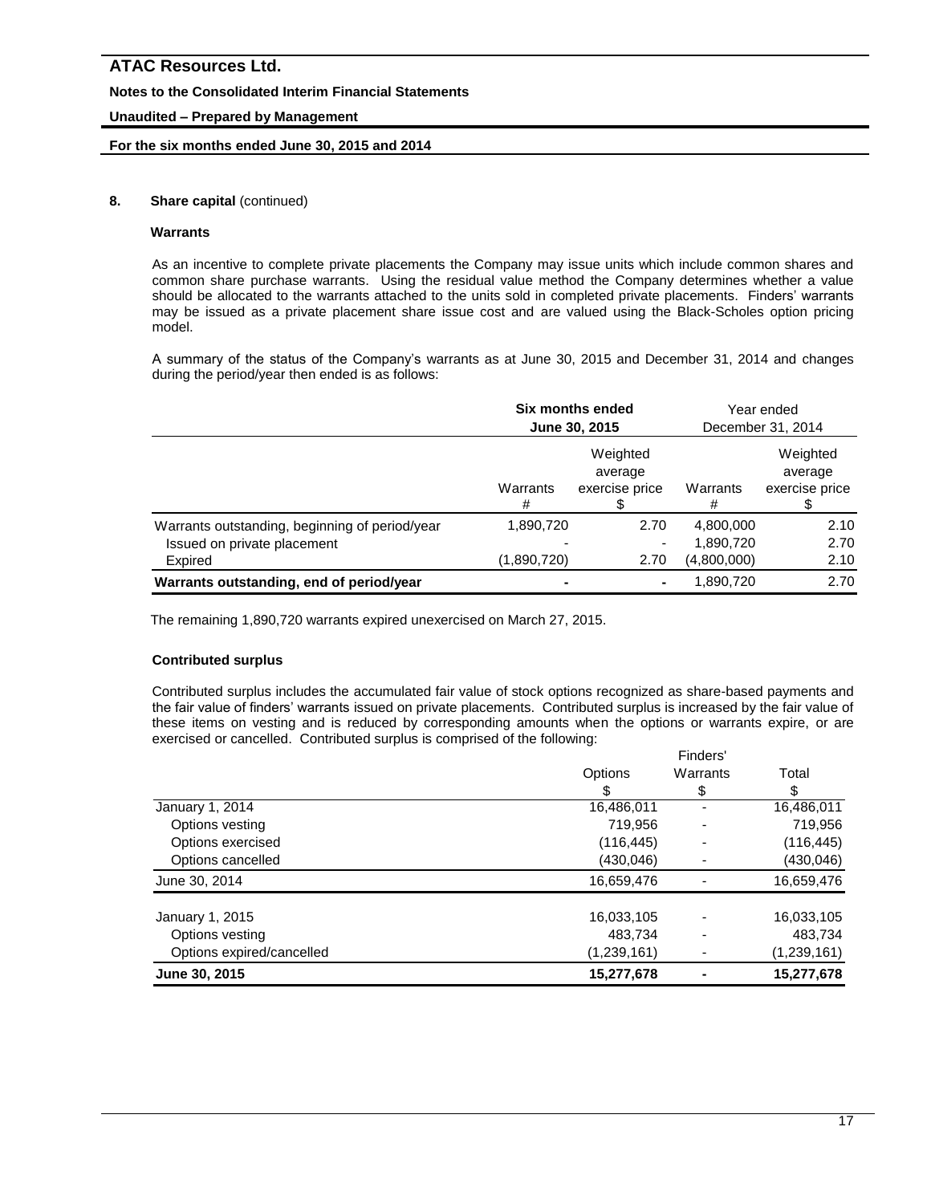## 8. Share capital (continued)

### Warrants

As an incentive to complete private placements the Company may issue units which include common shares and common share purchase warrants. Using the residual value method the Company determines whether a value should be allocated to the warrants attached to the units sold in completed private placements. Finders' warrants may be issued as a private placement share issue cost and are valued using the Black-Scholes option pricing model.

A summary of the status of the Company's warrants as at June 30, 2015 and December 31, 2014 and changes during the period/year then ended is as follows:

| | **Six months ended June 30, 2015** | | Year ended December 31, 2014 | |
|---|---|---|---|---|
| | Warrants # | Weighted average exercise price $ | Warrants # | Weighted average exercise price $ |
| Warrants outstanding, beginning of period/year | 1,890,720 | 2.70 | 4,800,000 | 2.10 |
| Issued on private placement | - | - | 1,890,720 | 2.70 |
| Expired | (1,890,720) | 2.70 | (4,800,000) | 2.10 |
| **Warrants outstanding, end of period/year** | - | - | 1,890,720 | 2.70 |

The remaining 1,890,720 warrants expired unexercised on March 27, 2015.

### Contributed surplus

Contributed surplus includes the accumulated fair value of stock options recognized as share-based payments and the fair value of finders' warrants issued on private placements. Contributed surplus is increased by the fair value of these items on vesting and is reduced by corresponding amounts when the options or warrants expire, or are exercised or cancelled. Contributed surplus is comprised of the following:

| | Options $ | Finders' Warrants $ | Total $ |
|---|---|---|---|
| January 1, 2014 | 16,486,011 | - | 16,486,011 |
| Options vesting | 719,956 | - | 719,956 |
| Options exercised | (116,445) | - | (116,445) |
| Options cancelled | (430,046) | - | (430,046) |
| June 30, 2014 | 16,659,476 | - | 16,659,476 |
| | | | |
| January 1, 2015 | 16,033,105 | - | 16,033,105 |
| Options vesting | 483,734 | - | 483,734 |
| Options expired/cancelled | (1,239,161) | - | (1,239,161) |
| **June 30, 2015** | **15,277,678** | **-** | **15,277,678** |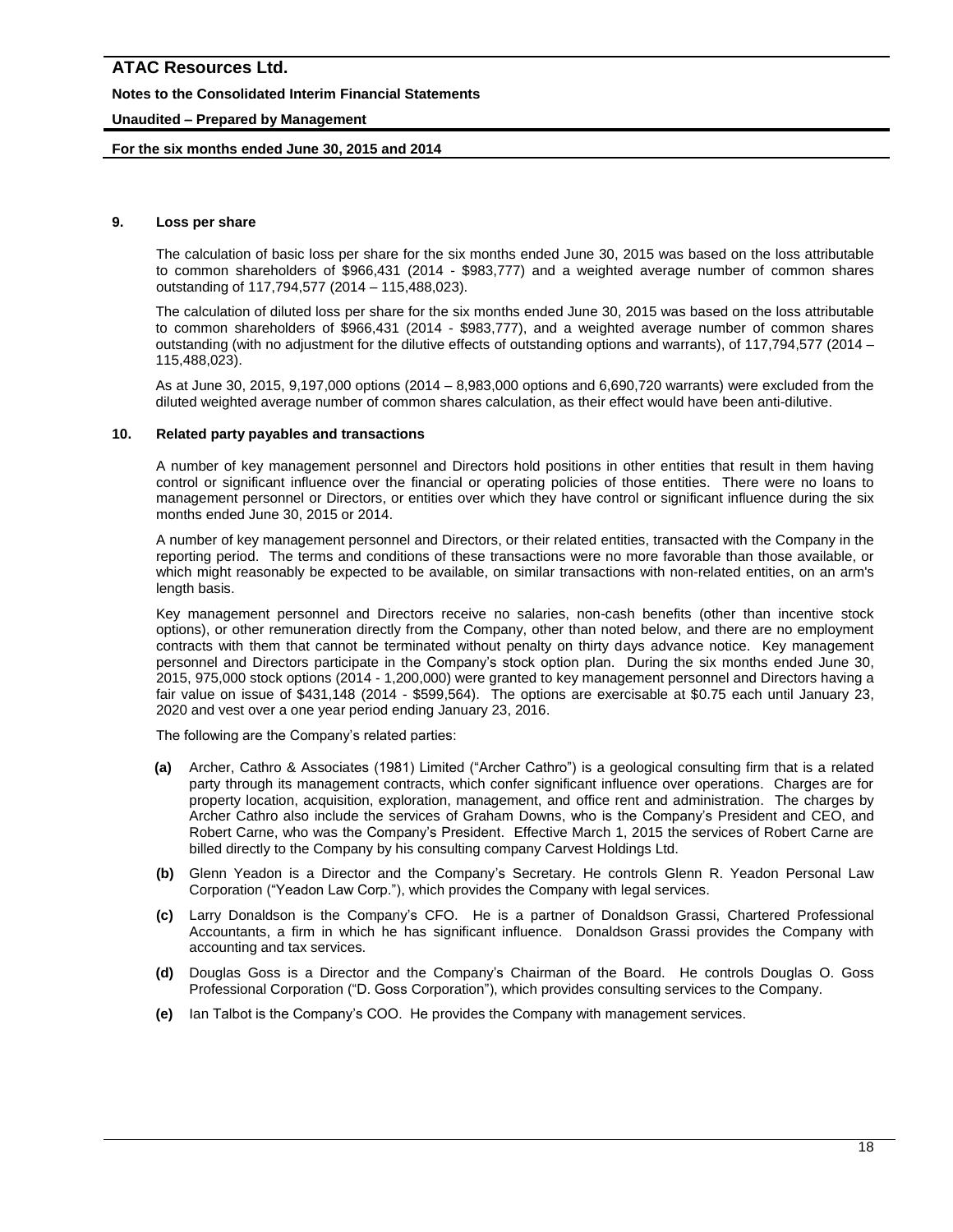## 9. Loss per share

The calculation of basic loss per share for the six months ended June 30, 2015 was based on the loss attributable to common shareholders of $966,431 (2014 - $983,777) and a weighted average number of common shares outstanding of 117,794,577 (2014 – 115,488,023).

The calculation of diluted loss per share for the six months ended June 30, 2015 was based on the loss attributable to common shareholders of $966,431 (2014 - $983,777), and a weighted average number of common shares outstanding (with no adjustment for the dilutive effects of outstanding options and warrants), of 117,794,577 (2014 – 115,488,023).

As at June 30, 2015, 9,197,000 options (2014 – 8,983,000 options and 6,690,720 warrants) were excluded from the diluted weighted average number of common shares calculation, as their effect would have been anti-dilutive.

## 10. Related party payables and transactions

A number of key management personnel and Directors hold positions in other entities that result in them having control or significant influence over the financial or operating policies of those entities. There were no loans to management personnel or Directors, or entities over which they have control or significant influence during the six months ended June 30, 2015 or 2014.

A number of key management personnel and Directors, or their related entities, transacted with the Company in the reporting period. The terms and conditions of these transactions were no more favorable than those available, or which might reasonably be expected to be available, on similar transactions with non-related entities, on an arm's length basis.

Key management personnel and Directors receive no salaries, non-cash benefits (other than incentive stock options), or other remuneration directly from the Company, other than noted below, and there are no employment contracts with them that cannot be terminated without penalty on thirty days advance notice. Key management personnel and Directors participate in the Company's stock option plan. During the six months ended June 30, 2015, 975,000 stock options (2014 - 1,200,000) were granted to key management personnel and Directors having a fair value on issue of $431,148 (2014 - $599,564). The options are exercisable at $0.75 each until January 23, 2020 and vest over a one year period ending January 23, 2016.

The following are the Company's related parties:

- **(a)** Archer, Cathro & Associates (1981) Limited ("Archer Cathro") is a geological consulting firm that is a related party through its management contracts, which confer significant influence over operations. Charges are for property location, acquisition, exploration, management, and office rent and administration. The charges by Archer Cathro also include the services of Graham Downs, who is the Company's President and CEO, and Robert Carne, who was the Company's President. Effective March 1, 2015 the services of Robert Carne are billed directly to the Company by his consulting company Carvest Holdings Ltd.
- **(b)** Glenn Yeadon is a Director and the Company's Secretary. He controls Glenn R. Yeadon Personal Law Corporation ("Yeadon Law Corp."), which provides the Company with legal services.
- **(c)** Larry Donaldson is the Company's CFO. He is a partner of Donaldson Grassi, Chartered Professional Accountants, a firm in which he has significant influence. Donaldson Grassi provides the Company with accounting and tax services.
- **(d)** Douglas Goss is a Director and the Company's Chairman of the Board. He controls Douglas O. Goss Professional Corporation ("D. Goss Corporation"), which provides consulting services to the Company.
- **(e)** Ian Talbot is the Company's COO. He provides the Company with management services.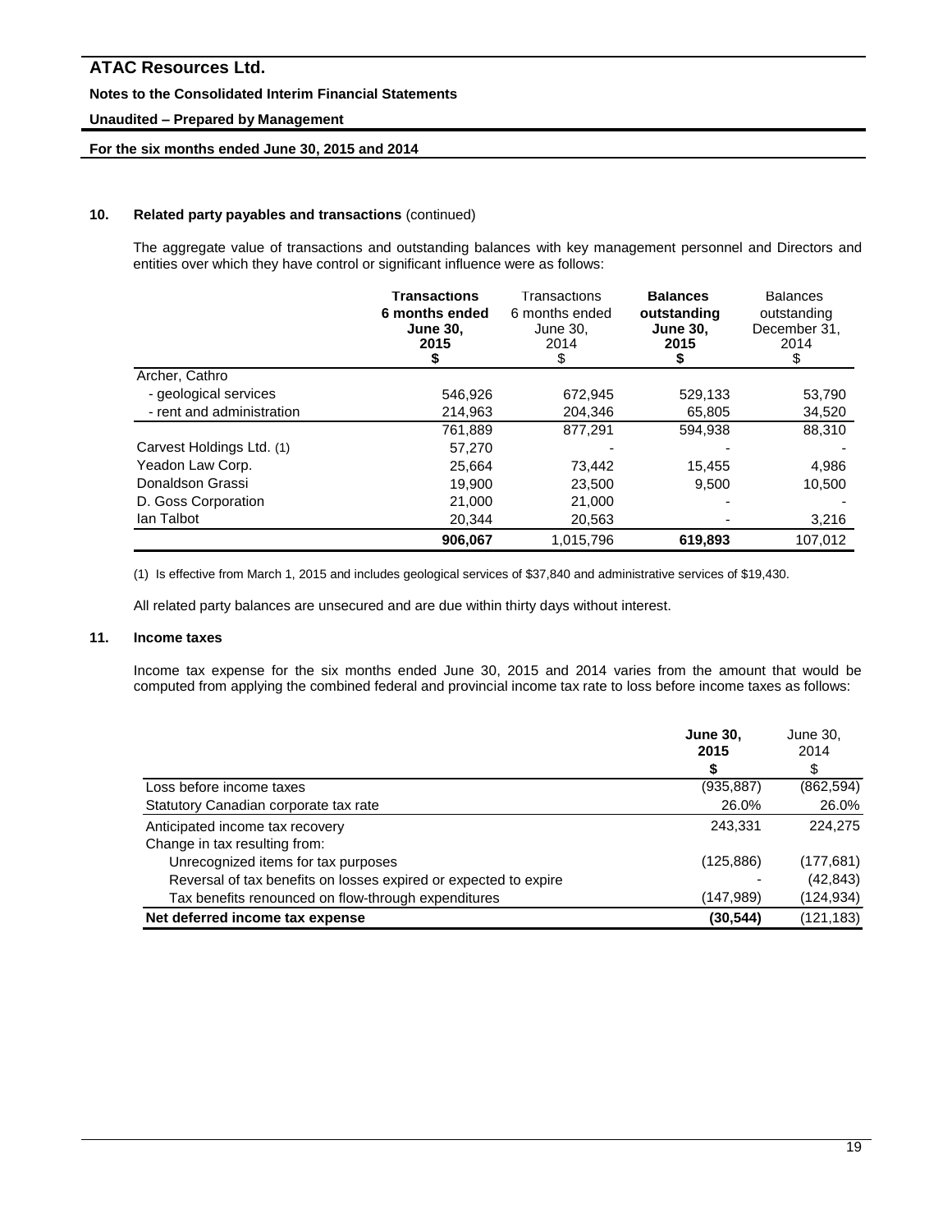## 10. Related party payables and transactions (continued)

The aggregate value of transactions and outstanding balances with key management personnel and Directors and entities over which they have control or significant influence were as follows:

| | **Transactions 6 months ended June 30, 2015 $** | Transactions 6 months ended June 30, 2014 $ | **Balances outstanding June 30, 2015 $** | Balances outstanding December 31, 2014 $ |
|---|---|---|---|---|
| Archer, Cathro | | | | |
| - geological services | 546,926 | 672,945 | 529,133 | 53,790 |
| - rent and administration | 214,963 | 204,346 | 65,805 | 34,520 |
| | 761,889 | 877,291 | 594,938 | 88,310 |
| Carvest Holdings Ltd. (1) | 57,270 | - | - | - |
| Yeadon Law Corp. | 25,664 | 73,442 | 15,455 | 4,986 |
| Donaldson Grassi | 19,900 | 23,500 | 9,500 | 10,500 |
| D. Goss Corporation | 21,000 | 21,000 | - | - |
| Ian Talbot | 20,344 | 20,563 | - | 3,216 |
| | **906,067** | 1,015,796 | **619,893** | 107,012 |

(1) Is effective from March 1, 2015 and includes geological services of $37,840 and administrative services of $19,430.

All related party balances are unsecured and are due within thirty days without interest.

## 11. Income taxes

Income tax expense for the six months ended June 30, 2015 and 2014 varies from the amount that would be computed from applying the combined federal and provincial income tax rate to loss before income taxes as follows:

| | **June 30, 2015 $** | June 30, 2014 $ |
|---|---|---|
| Loss before income taxes | (935,887) | (862,594) |
| Statutory Canadian corporate tax rate | 26.0% | 26.0% |
| Anticipated income tax recovery | 243,331 | 224,275 |
| Change in tax resulting from: | | |
| Unrecognized items for tax purposes | (125,886) | (177,681) |
| Reversal of tax benefits on losses expired or expected to expire | - | (42,843) |
| Tax benefits renounced on flow-through expenditures | (147,989) | (124,934) |
| **Net deferred income tax expense** | **(30,544)** | (121,183) |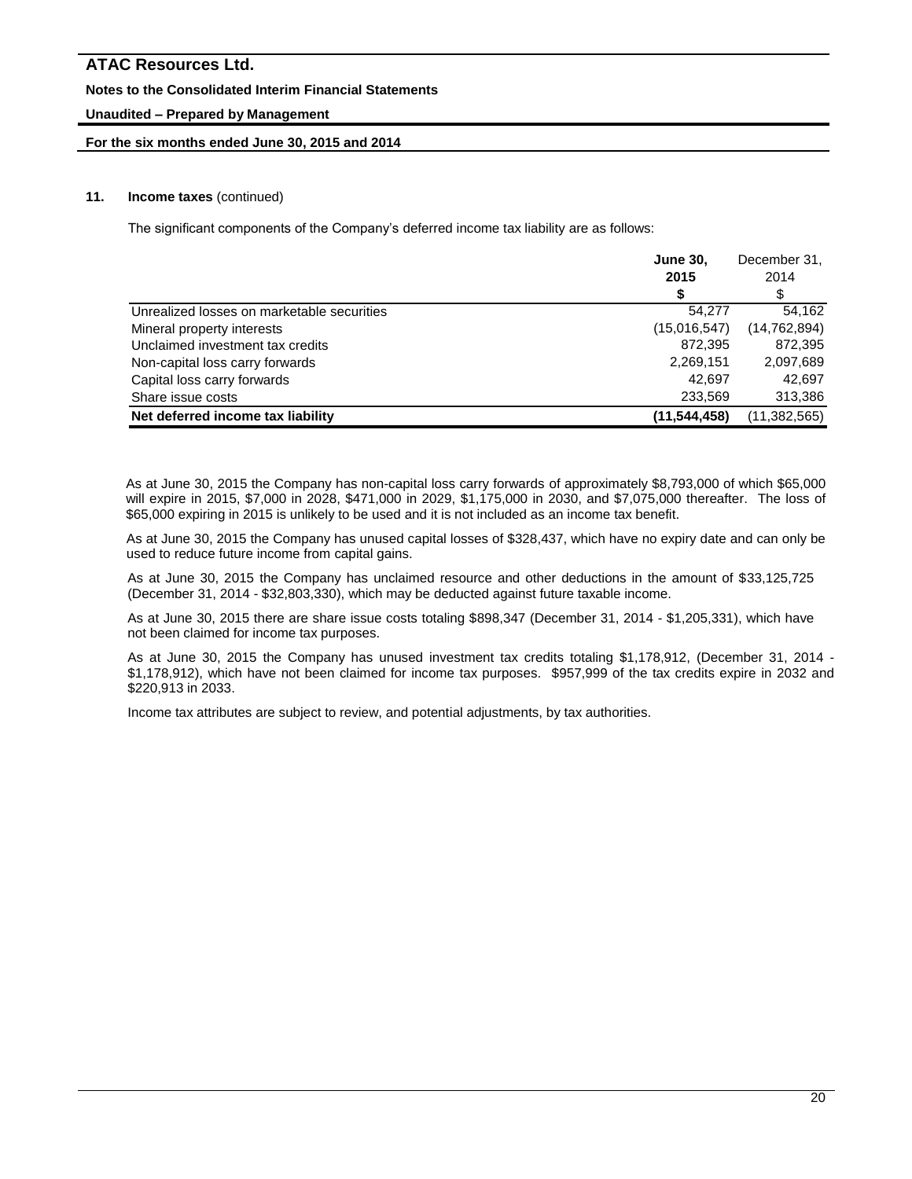**11. Income taxes** (continued)

The significant components of the Company's deferred income tax liability are as follows:

| | **June 30, 2015** | December 31, 2014 |
|---|---|---|
| | **$** | $ |
| Unrealized losses on marketable securities | 54,277 | 54,162 |
| Mineral property interests | (15,016,547) | (14,762,894) |
| Unclaimed investment tax credits | 872,395 | 872,395 |
| Non-capital loss carry forwards | 2,269,151 | 2,097,689 |
| Capital loss carry forwards | 42,697 | 42,697 |
| Share issue costs | 233,569 | 313,386 |
| **Net deferred income tax liability** | **(11,544,458)** | (11,382,565) |

As at June 30, 2015 the Company has non-capital loss carry forwards of approximately $8,793,000 of which $65,000 will expire in 2015, $7,000 in 2028, $471,000 in 2029, $1,175,000 in 2030, and $7,075,000 thereafter. The loss of $65,000 expiring in 2015 is unlikely to be used and it is not included as an income tax benefit.

As at June 30, 2015 the Company has unused capital losses of $328,437, which have no expiry date and can only be used to reduce future income from capital gains.

As at June 30, 2015 the Company has unclaimed resource and other deductions in the amount of $33,125,725 (December 31, 2014 - $32,803,330), which may be deducted against future taxable income.

As at June 30, 2015 there are share issue costs totaling $898,347 (December 31, 2014 - $1,205,331), which have not been claimed for income tax purposes.

As at June 30, 2015 the Company has unused investment tax credits totaling $1,178,912, (December 31, 2014 - $1,178,912), which have not been claimed for income tax purposes. $957,999 of the tax credits expire in 2032 and $220,913 in 2033.

Income tax attributes are subject to review, and potential adjustments, by tax authorities.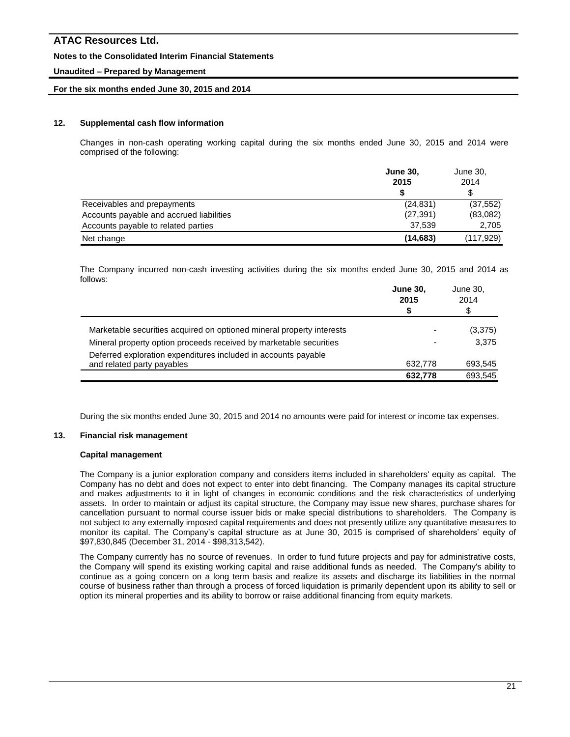## 12. Supplemental cash flow information

Changes in non-cash operating working capital during the six months ended June 30, 2015 and 2014 were comprised of the following:

| | **June 30, 2015** **$** | June 30, 2014 $ |
|---|---|---|
| Receivables and prepayments | (24,831) | (37,552) |
| Accounts payable and accrued liabilities | (27,391) | (83,082) |
| Accounts payable to related parties | 37,539 | 2,705 |
| Net change | **(14,683)** | (117,929) |

The Company incurred non-cash investing activities during the six months ended June 30, 2015 and 2014 as follows:

| | **June 30, 2015** **$** | June 30, 2014 $ |
|---|---|---|
| Marketable securities acquired on optioned mineral property interests | - | (3,375) |
| Mineral property option proceeds received by marketable securities | - | 3,375 |
| Deferred exploration expenditures included in accounts payable and related party payables | 632,778 | 693,545 |
| | **632,778** | 693,545 |

During the six months ended June 30, 2015 and 2014 no amounts were paid for interest or income tax expenses.

## 13. Financial risk management

### Capital management

The Company is a junior exploration company and considers items included in shareholders' equity as capital. The Company has no debt and does not expect to enter into debt financing. The Company manages its capital structure and makes adjustments to it in light of changes in economic conditions and the risk characteristics of underlying assets. In order to maintain or adjust its capital structure, the Company may issue new shares, purchase shares for cancellation pursuant to normal course issuer bids or make special distributions to shareholders. The Company is not subject to any externally imposed capital requirements and does not presently utilize any quantitative measures to monitor its capital. The Company's capital structure as at June 30, 2015 is comprised of shareholders' equity of $97,830,845 (December 31, 2014 - $98,313,542).

The Company currently has no source of revenues. In order to fund future projects and pay for administrative costs, the Company will spend its existing working capital and raise additional funds as needed. The Company's ability to continue as a going concern on a long term basis and realize its assets and discharge its liabilities in the normal course of business rather than through a process of forced liquidation is primarily dependent upon its ability to sell or option its mineral properties and its ability to borrow or raise additional financing from equity markets.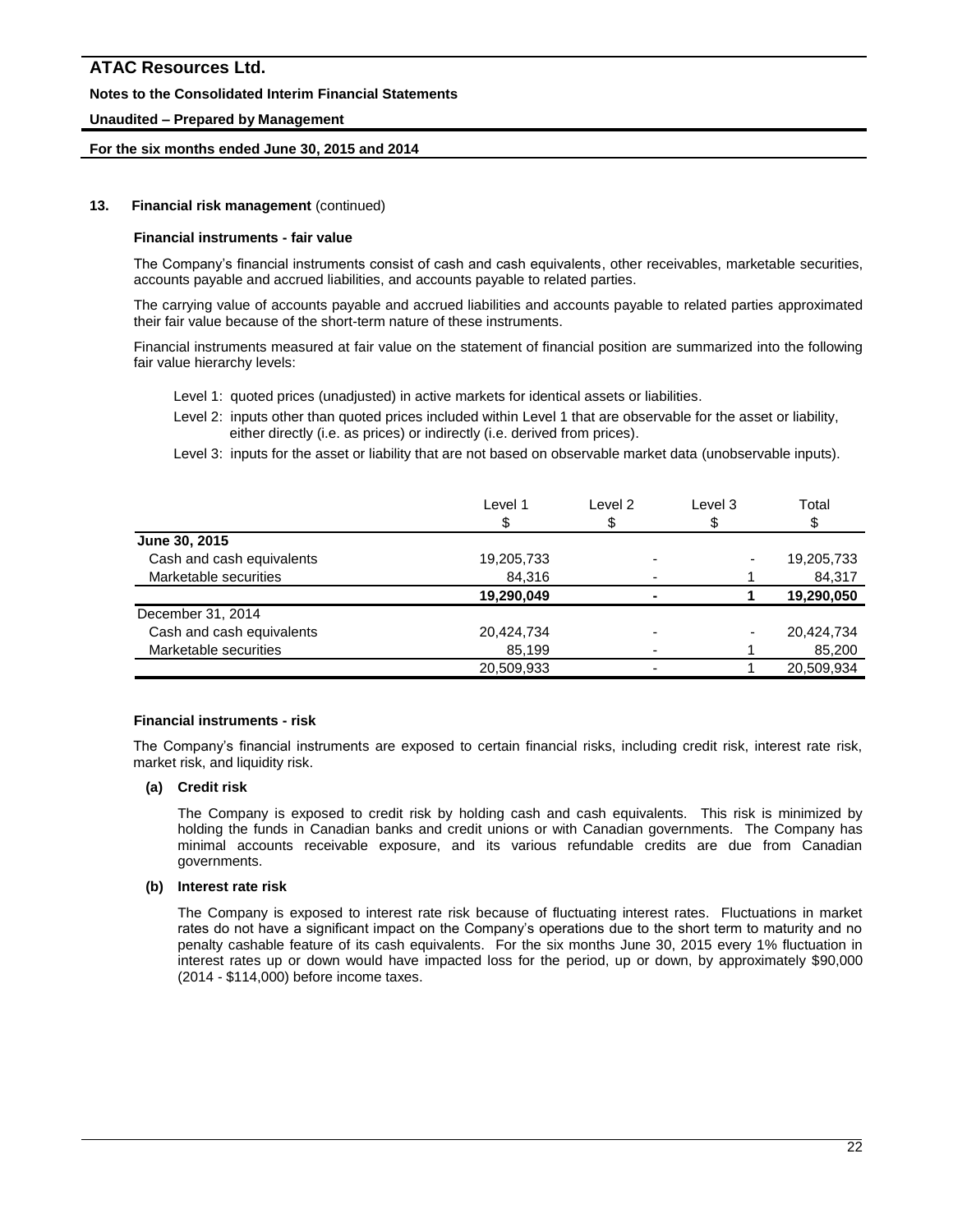## 13. Financial risk management (continued)

### Financial instruments - fair value

The Company's financial instruments consist of cash and cash equivalents, other receivables, marketable securities, accounts payable and accrued liabilities, and accounts payable to related parties.

The carrying value of accounts payable and accrued liabilities and accounts payable to related parties approximated their fair value because of the short-term nature of these instruments.

Financial instruments measured at fair value on the statement of financial position are summarized into the following fair value hierarchy levels:

Level 1: quoted prices (unadjusted) in active markets for identical assets or liabilities.

Level 2: inputs other than quoted prices included within Level 1 that are observable for the asset or liability, either directly (i.e. as prices) or indirectly (i.e. derived from prices).

Level 3: inputs for the asset or liability that are not based on observable market data (unobservable inputs).

| | Level 1<br>$ | Level 2<br>$ | Level 3<br>$ | Total<br>$ |
|---|---|---|---|---|
| **June 30, 2015** | | | | |
| Cash and cash equivalents | 19,205,733 | - | - | 19,205,733 |
| Marketable securities | 84,316 | - | 1 | 84,317 |
| | **19,290,049** | **-** | **1** | **19,290,050** |
| December 31, 2014 | | | | |
| Cash and cash equivalents | 20,424,734 | - | - | 20,424,734 |
| Marketable securities | 85,199 | - | 1 | 85,200 |
| | 20,509,933 | - | 1 | 20,509,934 |

### Financial instruments - risk

The Company's financial instruments are exposed to certain financial risks, including credit risk, interest rate risk, market risk, and liquidity risk.

**(a) Credit risk**

The Company is exposed to credit risk by holding cash and cash equivalents. This risk is minimized by holding the funds in Canadian banks and credit unions or with Canadian governments. The Company has minimal accounts receivable exposure, and its various refundable credits are due from Canadian governments.

**(b) Interest rate risk**

The Company is exposed to interest rate risk because of fluctuating interest rates. Fluctuations in market rates do not have a significant impact on the Company's operations due to the short term to maturity and no penalty cashable feature of its cash equivalents. For the six months June 30, 2015 every 1% fluctuation in interest rates up or down would have impacted loss for the period, up or down, by approximately $90,000 (2014 - $114,000) before income taxes.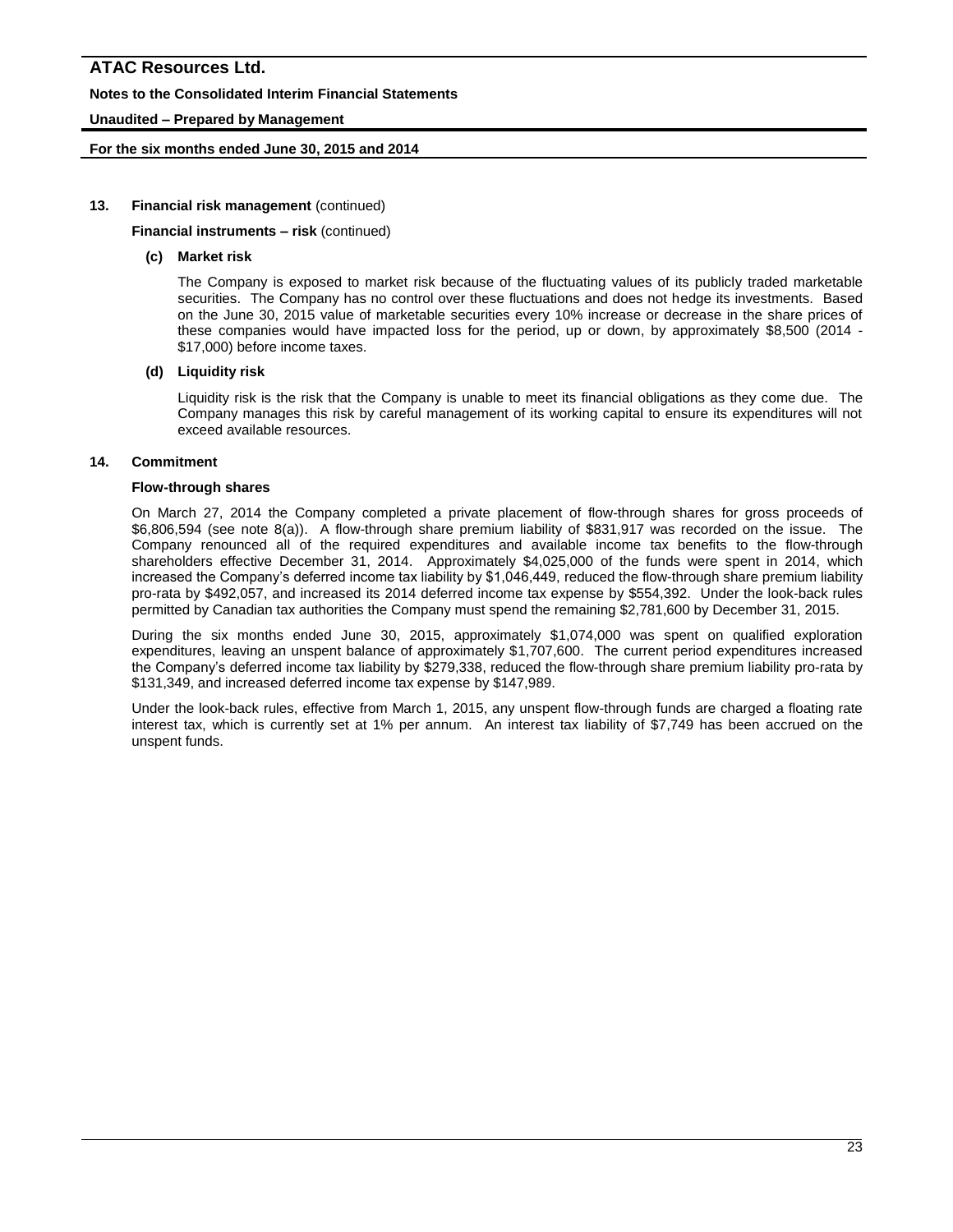### 13. Financial risk management (continued)

**Financial instruments – risk** (continued)

**(c) Market risk**

The Company is exposed to market risk because of the fluctuating values of its publicly traded marketable securities. The Company has no control over these fluctuations and does not hedge its investments. Based on the June 30, 2015 value of marketable securities every 10% increase or decrease in the share prices of these companies would have impacted loss for the period, up or down, by approximately $8,500 (2014 - $17,000) before income taxes.

**(d) Liquidity risk**

Liquidity risk is the risk that the Company is unable to meet its financial obligations as they come due. The Company manages this risk by careful management of its working capital to ensure its expenditures will not exceed available resources.

### 14. Commitment

**Flow-through shares**

On March 27, 2014 the Company completed a private placement of flow-through shares for gross proceeds of $6,806,594 (see note 8(a)). A flow-through share premium liability of $831,917 was recorded on the issue. The Company renounced all of the required expenditures and available income tax benefits to the flow-through shareholders effective December 31, 2014. Approximately $4,025,000 of the funds were spent in 2014, which increased the Company's deferred income tax liability by $1,046,449, reduced the flow-through share premium liability pro-rata by $492,057, and increased its 2014 deferred income tax expense by $554,392. Under the look-back rules permitted by Canadian tax authorities the Company must spend the remaining $2,781,600 by December 31, 2015.

During the six months ended June 30, 2015, approximately $1,074,000 was spent on qualified exploration expenditures, leaving an unspent balance of approximately $1,707,600. The current period expenditures increased the Company's deferred income tax liability by $279,338, reduced the flow-through share premium liability pro-rata by $131,349, and increased deferred income tax expense by $147,989.

Under the look-back rules, effective from March 1, 2015, any unspent flow-through funds are charged a floating rate interest tax, which is currently set at 1% per annum. An interest tax liability of $7,749 has been accrued on the unspent funds.